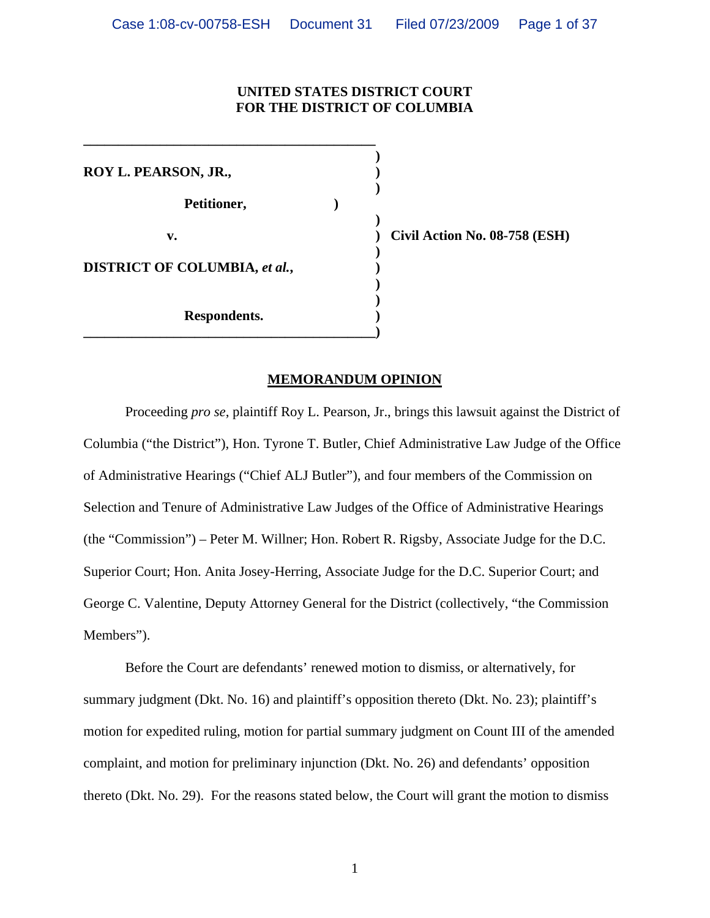**UNITED STATES DISTRICT COURT**
**FOR THE DISTRICT OF COLUMBIA**

| | | |
|---|---|---|
| **ROY L. PEARSON, JR.,** | ) | |
| **Petitioner,** | ) | |
| **v.** | ) | **Civil Action No. 08-758 (ESH)** |
| **DISTRICT OF COLUMBIA, *et al.*,** | ) | |
| **Respondents.** | ) | |

## MEMORANDUM OPINION

Proceeding *pro se*, plaintiff Roy L. Pearson, Jr., brings this lawsuit against the District of Columbia ("the District"), Hon. Tyrone T. Butler, Chief Administrative Law Judge of the Office of Administrative Hearings ("Chief ALJ Butler"), and four members of the Commission on Selection and Tenure of Administrative Law Judges of the Office of Administrative Hearings (the "Commission") – Peter M. Willner; Hon. Robert R. Rigsby, Associate Judge for the D.C. Superior Court; Hon. Anita Josey-Herring, Associate Judge for the D.C. Superior Court; and George C. Valentine, Deputy Attorney General for the District (collectively, "the Commission Members").

Before the Court are defendants' renewed motion to dismiss, or alternatively, for summary judgment (Dkt. No. 16) and plaintiff's opposition thereto (Dkt. No. 23); plaintiff's motion for expedited ruling, motion for partial summary judgment on Count III of the amended complaint, and motion for preliminary injunction (Dkt. No. 26) and defendants' opposition thereto (Dkt. No. 29). For the reasons stated below, the Court will grant the motion to dismiss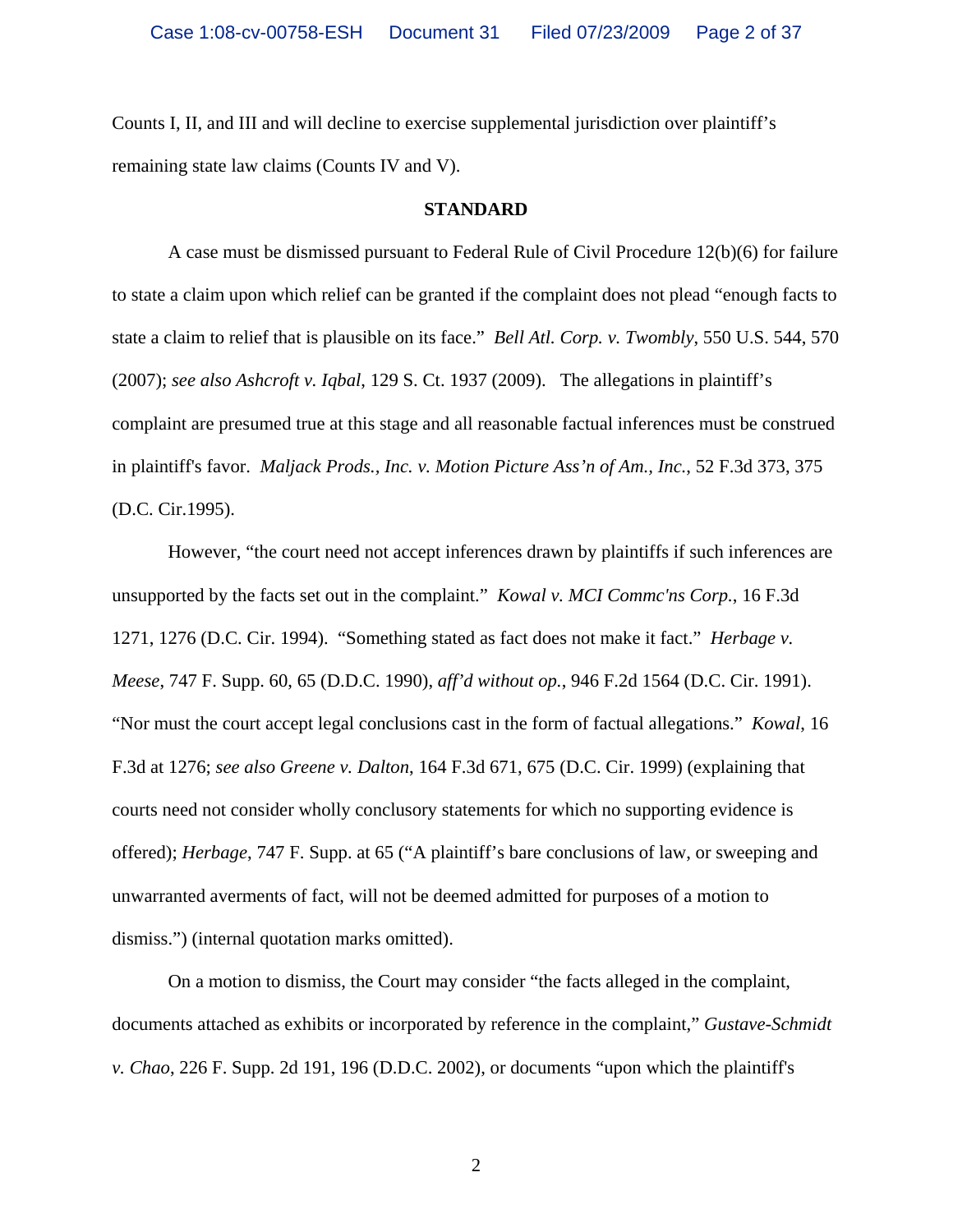Counts I, II, and III and will decline to exercise supplemental jurisdiction over plaintiff's remaining state law claims (Counts IV and V).

**STANDARD**

A case must be dismissed pursuant to Federal Rule of Civil Procedure 12(b)(6) for failure to state a claim upon which relief can be granted if the complaint does not plead "enough facts to state a claim to relief that is plausible on its face." *Bell Atl. Corp. v. Twombly*, 550 U.S. 544, 570 (2007); *see also Ashcroft v. Iqbal*, 129 S. Ct. 1937 (2009). The allegations in plaintiff's complaint are presumed true at this stage and all reasonable factual inferences must be construed in plaintiff's favor. *Maljack Prods., Inc. v. Motion Picture Ass'n of Am., Inc.*, 52 F.3d 373, 375 (D.C. Cir.1995).

However, "the court need not accept inferences drawn by plaintiffs if such inferences are unsupported by the facts set out in the complaint." *Kowal v. MCI Commc'ns Corp.*, 16 F.3d 1271, 1276 (D.C. Cir. 1994). "Something stated as fact does not make it fact." *Herbage v. Meese*, 747 F. Supp. 60, 65 (D.D.C. 1990), *aff'd without op.*, 946 F.2d 1564 (D.C. Cir. 1991). "Nor must the court accept legal conclusions cast in the form of factual allegations." *Kowal*, 16 F.3d at 1276; *see also Greene v. Dalton*, 164 F.3d 671, 675 (D.C. Cir. 1999) (explaining that courts need not consider wholly conclusory statements for which no supporting evidence is offered); *Herbage*, 747 F. Supp. at 65 ("A plaintiff's bare conclusions of law, or sweeping and unwarranted averments of fact, will not be deemed admitted for purposes of a motion to dismiss.") (internal quotation marks omitted).

On a motion to dismiss, the Court may consider "the facts alleged in the complaint, documents attached as exhibits or incorporated by reference in the complaint," *Gustave-Schmidt v. Chao*, 226 F. Supp. 2d 191, 196 (D.D.C. 2002), or documents "upon which the plaintiff's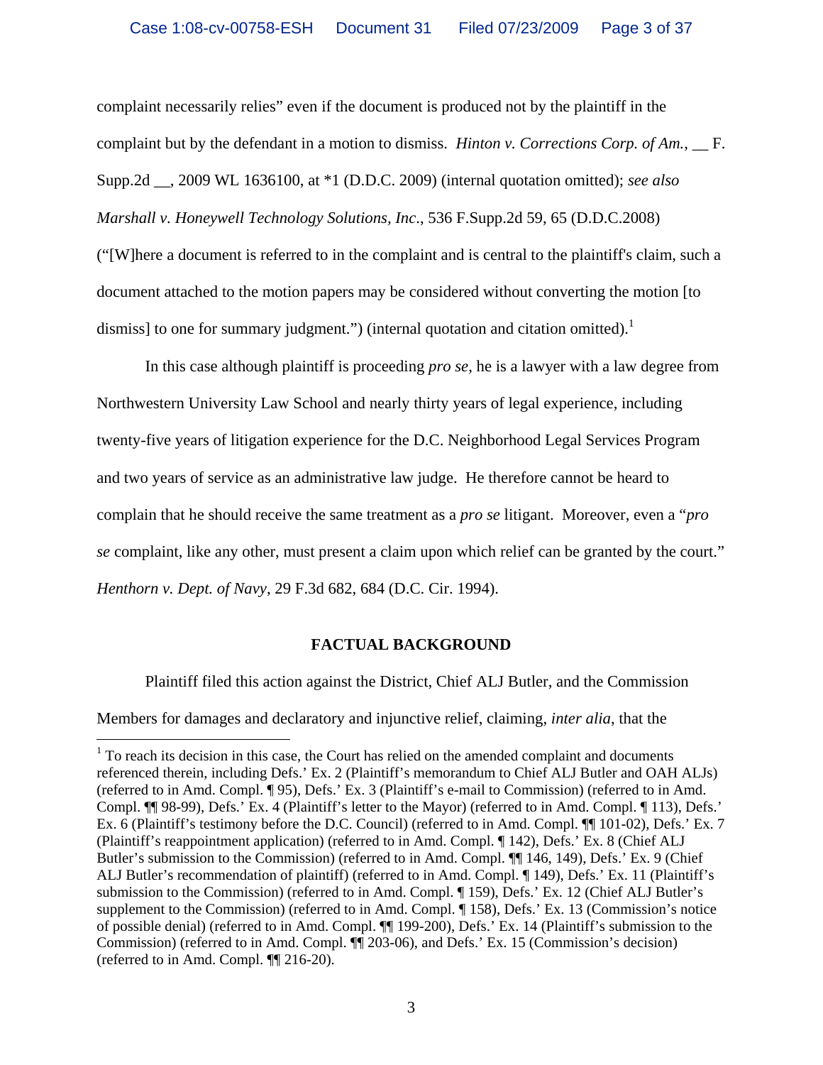complaint necessarily relies" even if the document is produced not by the plaintiff in the complaint but by the defendant in a motion to dismiss. *Hinton v. Corrections Corp. of Am.*, __ F. Supp.2d __, 2009 WL 1636100, at *1 (D.D.C. 2009) (internal quotation omitted); *see also Marshall v. Honeywell Technology Solutions, Inc*., 536 F.Supp.2d 59, 65 (D.D.C.2008) ("[W]here a document is referred to in the complaint and is central to the plaintiff's claim, such a document attached to the motion papers may be considered without converting the motion [to dismiss] to one for summary judgment.") (internal quotation and citation omitted).[1]

In this case although plaintiff is proceeding *pro se*, he is a lawyer with a law degree from Northwestern University Law School and nearly thirty years of legal experience, including twenty-five years of litigation experience for the D.C. Neighborhood Legal Services Program and two years of service as an administrative law judge. He therefore cannot be heard to complain that he should receive the same treatment as a *pro se* litigant. Moreover, even a "*pro se* complaint, like any other, must present a claim upon which relief can be granted by the court." *Henthorn v. Dept. of Navy*, 29 F.3d 682, 684 (D.C. Cir. 1994).

## FACTUAL BACKGROUND

Plaintiff filed this action against the District, Chief ALJ Butler, and the Commission Members for damages and declaratory and injunctive relief, claiming, *inter alia*, that the

[1] To reach its decision in this case, the Court has relied on the amended complaint and documents referenced therein, including Defs.' Ex. 2 (Plaintiff's memorandum to Chief ALJ Butler and OAH ALJs) (referred to in Amd. Compl. ¶ 95), Defs.' Ex. 3 (Plaintiff's e-mail to Commission) (referred to in Amd. Compl. ¶¶ 98-99), Defs.' Ex. 4 (Plaintiff's letter to the Mayor) (referred to in Amd. Compl. ¶ 113), Defs.' Ex. 6 (Plaintiff's testimony before the D.C. Council) (referred to in Amd. Compl. ¶¶ 101-02), Defs.' Ex. 7 (Plaintiff's reappointment application) (referred to in Amd. Compl. ¶ 142), Defs.' Ex. 8 (Chief ALJ Butler's submission to the Commission) (referred to in Amd. Compl. ¶¶ 146, 149), Defs.' Ex. 9 (Chief ALJ Butler's recommendation of plaintiff) (referred to in Amd. Compl. ¶ 149), Defs.' Ex. 11 (Plaintiff's submission to the Commission) (referred to in Amd. Compl. ¶ 159), Defs.' Ex. 12 (Chief ALJ Butler's supplement to the Commission) (referred to in Amd. Compl. ¶ 158), Defs.' Ex. 13 (Commission's notice of possible denial) (referred to in Amd. Compl. ¶¶ 199-200), Defs.' Ex. 14 (Plaintiff's submission to the Commission) (referred to in Amd. Compl. ¶¶ 203-06), and Defs.' Ex. 15 (Commission's decision) (referred to in Amd. Compl. ¶¶ 216-20).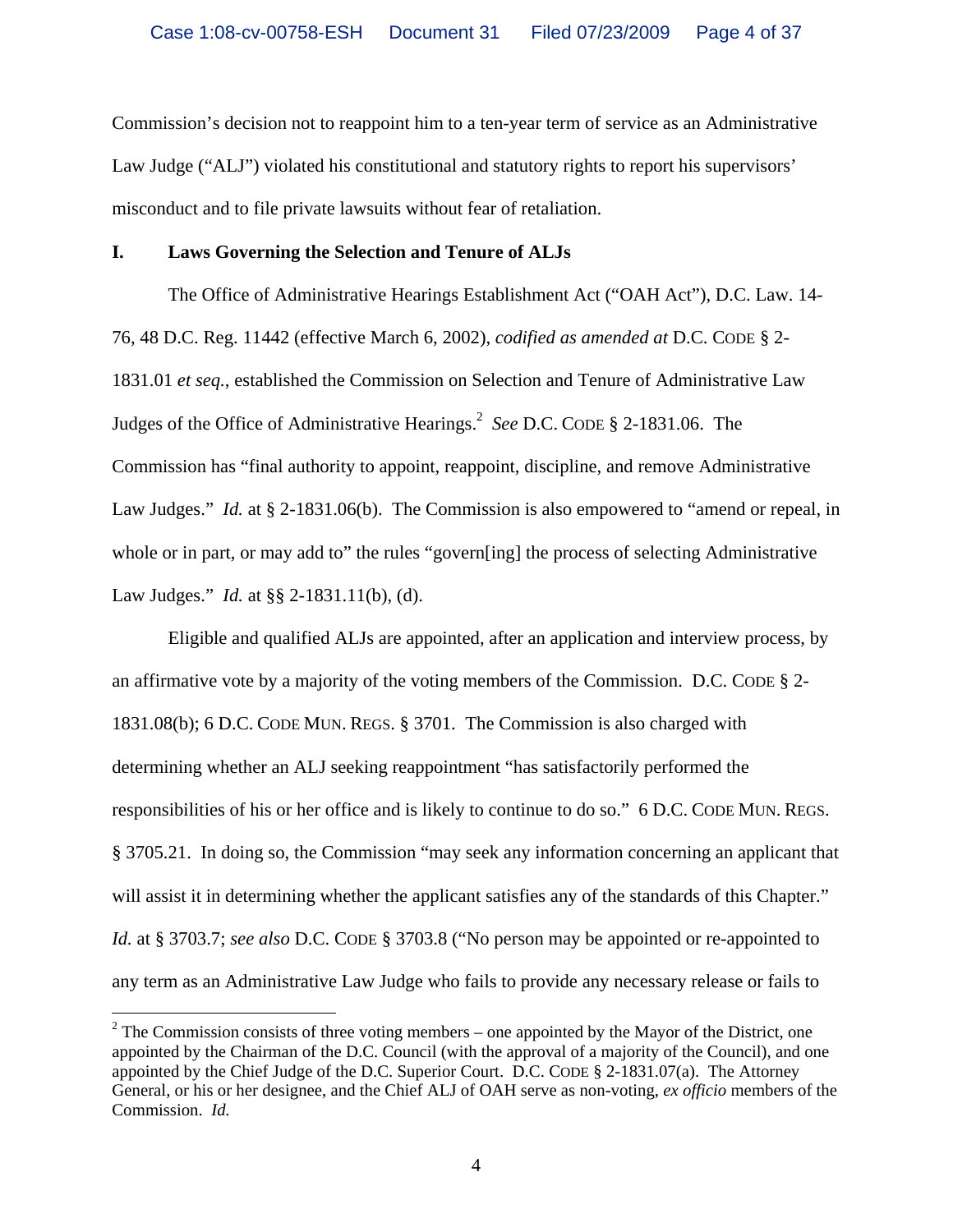Commission's decision not to reappoint him to a ten-year term of service as an Administrative Law Judge ("ALJ") violated his constitutional and statutory rights to report his supervisors' misconduct and to file private lawsuits without fear of retaliation.

## I. Laws Governing the Selection and Tenure of ALJs

The Office of Administrative Hearings Establishment Act ("OAH Act"), D.C. Law. 14-76, 48 D.C. Reg. 11442 (effective March 6, 2002), *codified as amended at* D.C. CODE § 2-1831.01 *et seq.*, established the Commission on Selection and Tenure of Administrative Law Judges of the Office of Administrative Hearings.[2] *See* D.C. CODE § 2-1831.06. The Commission has "final authority to appoint, reappoint, discipline, and remove Administrative Law Judges." *Id.* at § 2-1831.06(b). The Commission is also empowered to "amend or repeal, in whole or in part, or may add to" the rules "govern[ing] the process of selecting Administrative Law Judges." *Id.* at §§ 2-1831.11(b), (d).

Eligible and qualified ALJs are appointed, after an application and interview process, by an affirmative vote by a majority of the voting members of the Commission. D.C. CODE § 2-1831.08(b); 6 D.C. CODE MUN. REGS. § 3701. The Commission is also charged with determining whether an ALJ seeking reappointment "has satisfactorily performed the responsibilities of his or her office and is likely to continue to do so." 6 D.C. CODE MUN. REGS. § 3705.21. In doing so, the Commission "may seek any information concerning an applicant that will assist it in determining whether the applicant satisfies any of the standards of this Chapter." *Id.* at § 3703.7; *see also* D.C. CODE § 3703.8 ("No person may be appointed or re-appointed to any term as an Administrative Law Judge who fails to provide any necessary release or fails to

---

[2] The Commission consists of three voting members – one appointed by the Mayor of the District, one appointed by the Chairman of the D.C. Council (with the approval of a majority of the Council), and one appointed by the Chief Judge of the D.C. Superior Court. D.C. CODE § 2-1831.07(a). The Attorney General, or his or her designee, and the Chief ALJ of OAH serve as non-voting, *ex officio* members of the Commission. *Id.*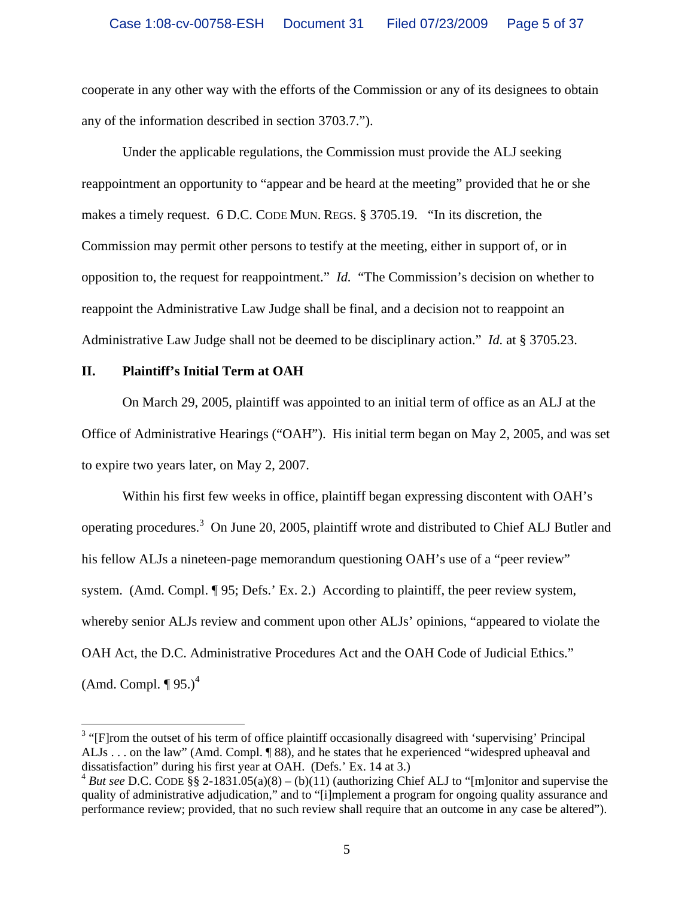cooperate in any other way with the efforts of the Commission or any of its designees to obtain any of the information described in section 3703.7.").

Under the applicable regulations, the Commission must provide the ALJ seeking reappointment an opportunity to "appear and be heard at the meeting" provided that he or she makes a timely request. 6 D.C. CODE MUN. REGS. § 3705.19. "In its discretion, the Commission may permit other persons to testify at the meeting, either in support of, or in opposition to, the request for reappointment." *Id.* "The Commission's decision on whether to reappoint the Administrative Law Judge shall be final, and a decision not to reappoint an Administrative Law Judge shall not be deemed to be disciplinary action." *Id.* at § 3705.23.

## II. Plaintiff's Initial Term at OAH

On March 29, 2005, plaintiff was appointed to an initial term of office as an ALJ at the Office of Administrative Hearings ("OAH"). His initial term began on May 2, 2005, and was set to expire two years later, on May 2, 2007.

Within his first few weeks in office, plaintiff began expressing discontent with OAH's operating procedures.[3] On June 20, 2005, plaintiff wrote and distributed to Chief ALJ Butler and his fellow ALJs a nineteen-page memorandum questioning OAH's use of a "peer review" system. (Amd. Compl. ¶ 95; Defs.' Ex. 2.) According to plaintiff, the peer review system, whereby senior ALJs review and comment upon other ALJs' opinions, "appeared to violate the OAH Act, the D.C. Administrative Procedures Act and the OAH Code of Judicial Ethics." (Amd. Compl. ¶ 95.)[4]

---

[3] "[F]rom the outset of his term of office plaintiff occasionally disagreed with 'supervising' Principal ALJs . . . on the law" (Amd. Compl. ¶ 88), and he states that he experienced "widespred upheaval and dissatisfaction" during his first year at OAH. (Defs.' Ex. 14 at 3.)

[4] *But see* D.C. CODE §§ 2-1831.05(a)(8) – (b)(11) (authorizing Chief ALJ to "[m]onitor and supervise the quality of administrative adjudication," and to "[i]mplement a program for ongoing quality assurance and performance review; provided, that no such review shall require that an outcome in any case be altered").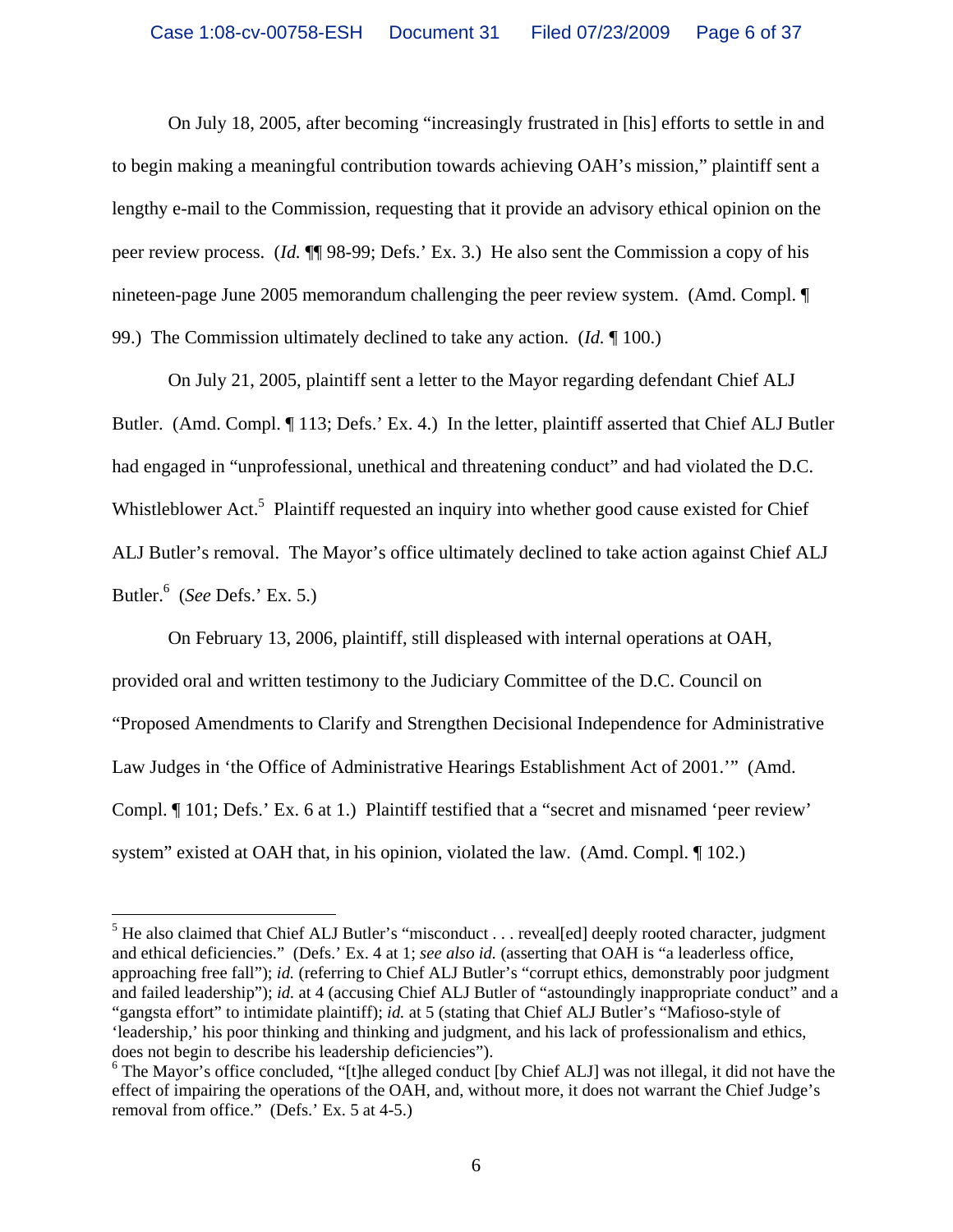On July 18, 2005, after becoming "increasingly frustrated in [his] efforts to settle in and to begin making a meaningful contribution towards achieving OAH's mission," plaintiff sent a lengthy e-mail to the Commission, requesting that it provide an advisory ethical opinion on the peer review process. (*Id.* ¶¶ 98-99; Defs.' Ex. 3.) He also sent the Commission a copy of his nineteen-page June 2005 memorandum challenging the peer review system. (Amd. Compl. ¶ 99.) The Commission ultimately declined to take any action. (*Id.* ¶ 100.)

On July 21, 2005, plaintiff sent a letter to the Mayor regarding defendant Chief ALJ Butler. (Amd. Compl. ¶ 113; Defs.' Ex. 4.) In the letter, plaintiff asserted that Chief ALJ Butler had engaged in "unprofessional, unethical and threatening conduct" and had violated the D.C. Whistleblower Act.[5] Plaintiff requested an inquiry into whether good cause existed for Chief ALJ Butler's removal. The Mayor's office ultimately declined to take action against Chief ALJ Butler.[6] (*See* Defs.' Ex. 5.)

On February 13, 2006, plaintiff, still displeased with internal operations at OAH, provided oral and written testimony to the Judiciary Committee of the D.C. Council on "Proposed Amendments to Clarify and Strengthen Decisional Independence for Administrative Law Judges in 'the Office of Administrative Hearings Establishment Act of 2001.'" (Amd. Compl. ¶ 101; Defs.' Ex. 6 at 1.) Plaintiff testified that a "secret and misnamed 'peer review' system" existed at OAH that, in his opinion, violated the law. (Amd. Compl. ¶ 102.)

---

[5] He also claimed that Chief ALJ Butler's "misconduct . . . reveal[ed] deeply rooted character, judgment and ethical deficiencies." (Defs.' Ex. 4 at 1; *see also id.* (asserting that OAH is "a leaderless office, approaching free fall"); *id.* (referring to Chief ALJ Butler's "corrupt ethics, demonstrably poor judgment and failed leadership"); *id.* at 4 (accusing Chief ALJ Butler of "astoundingly inappropriate conduct" and a "gangsta effort" to intimidate plaintiff); *id.* at 5 (stating that Chief ALJ Butler's "Mafioso-style of 'leadership,' his poor thinking and thinking and judgment, and his lack of professionalism and ethics, does not begin to describe his leadership deficiencies").

[6] The Mayor's office concluded, "[t]he alleged conduct [by Chief ALJ] was not illegal, it did not have the effect of impairing the operations of the OAH, and, without more, it does not warrant the Chief Judge's removal from office." (Defs.' Ex. 5 at 4-5.)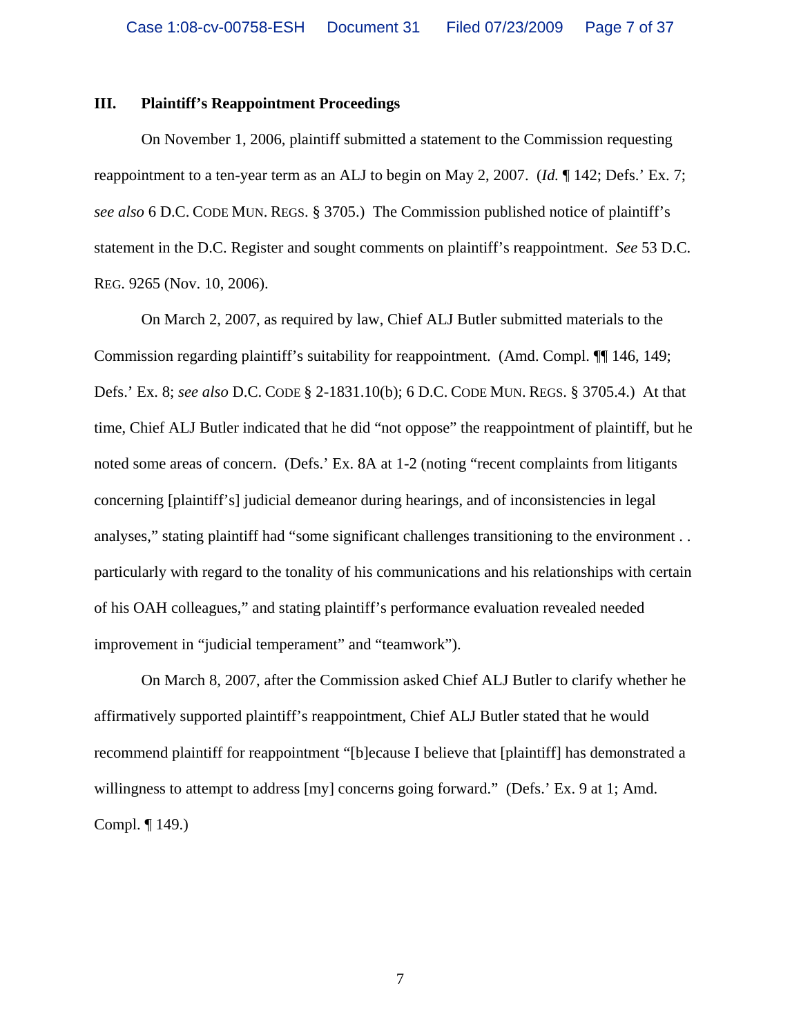### III. Plaintiff's Reappointment Proceedings

On November 1, 2006, plaintiff submitted a statement to the Commission requesting reappointment to a ten-year term as an ALJ to begin on May 2, 2007. (*Id.* ¶ 142; Defs.' Ex. 7; *see also* 6 D.C. CODE MUN. REGS. § 3705.) The Commission published notice of plaintiff's statement in the D.C. Register and sought comments on plaintiff's reappointment. *See* 53 D.C. REG. 9265 (Nov. 10, 2006).

On March 2, 2007, as required by law, Chief ALJ Butler submitted materials to the Commission regarding plaintiff's suitability for reappointment. (Amd. Compl. ¶¶ 146, 149; Defs.' Ex. 8; *see also* D.C. CODE § 2-1831.10(b); 6 D.C. CODE MUN. REGS. § 3705.4.) At that time, Chief ALJ Butler indicated that he did "not oppose" the reappointment of plaintiff, but he noted some areas of concern. (Defs.' Ex. 8A at 1-2 (noting "recent complaints from litigants concerning [plaintiff's] judicial demeanor during hearings, and of inconsistencies in legal analyses," stating plaintiff had "some significant challenges transitioning to the environment . . particularly with regard to the tonality of his communications and his relationships with certain of his OAH colleagues," and stating plaintiff's performance evaluation revealed needed improvement in "judicial temperament" and "teamwork").

On March 8, 2007, after the Commission asked Chief ALJ Butler to clarify whether he affirmatively supported plaintiff's reappointment, Chief ALJ Butler stated that he would recommend plaintiff for reappointment "[b]ecause I believe that [plaintiff] has demonstrated a willingness to attempt to address [my] concerns going forward." (Defs.' Ex. 9 at 1; Amd. Compl. ¶ 149.)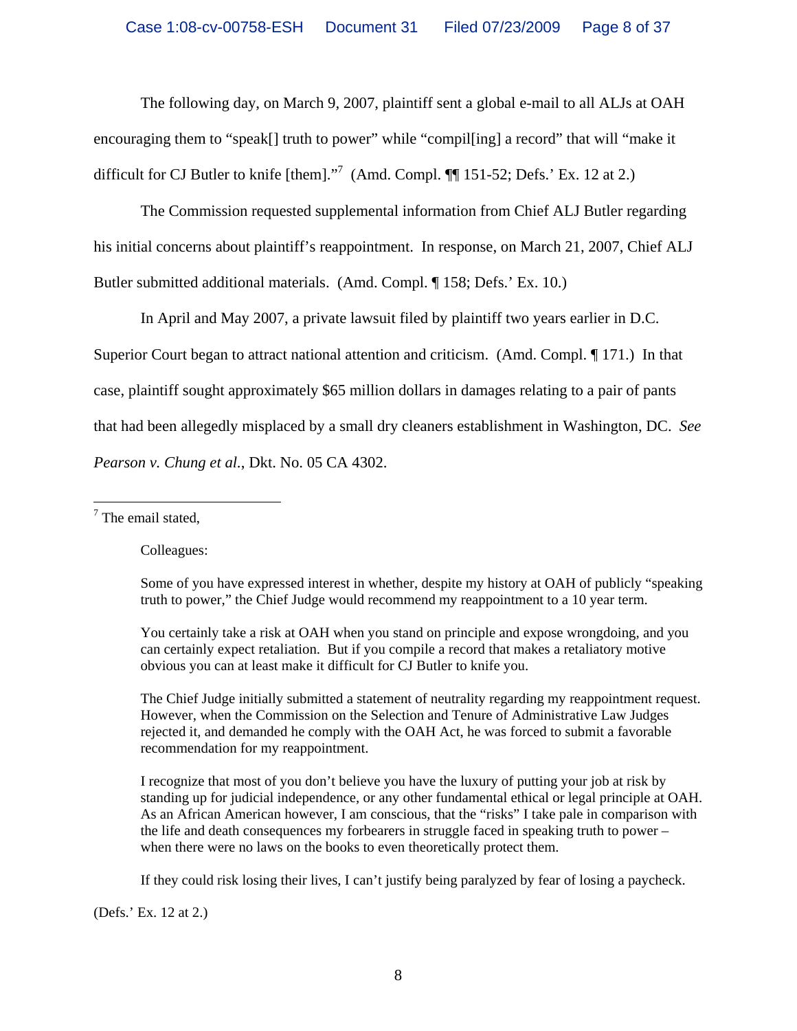The following day, on March 9, 2007, plaintiff sent a global e-mail to all ALJs at OAH encouraging them to "speak[] truth to power" while "compil[ing] a record" that will "make it difficult for CJ Butler to knife [them]."[7] (Amd. Compl. ¶¶ 151-52; Defs.' Ex. 12 at 2.)

The Commission requested supplemental information from Chief ALJ Butler regarding his initial concerns about plaintiff's reappointment. In response, on March 21, 2007, Chief ALJ Butler submitted additional materials. (Amd. Compl. ¶ 158; Defs.' Ex. 10.)

In April and May 2007, a private lawsuit filed by plaintiff two years earlier in D.C. Superior Court began to attract national attention and criticism. (Amd. Compl. ¶ 171.) In that case, plaintiff sought approximately $65 million dollars in damages relating to a pair of pants that had been allegedly misplaced by a small dry cleaners establishment in Washington, DC. *See Pearson v. Chung et al.*, Dkt. No. 05 CA 4302.

---

[7] The email stated,

> Colleagues:
>
> Some of you have expressed interest in whether, despite my history at OAH of publicly "speaking truth to power," the Chief Judge would recommend my reappointment to a 10 year term.
>
> You certainly take a risk at OAH when you stand on principle and expose wrongdoing, and you can certainly expect retaliation. But if you compile a record that makes a retaliatory motive obvious you can at least make it difficult for CJ Butler to knife you.
>
> The Chief Judge initially submitted a statement of neutrality regarding my reappointment request. However, when the Commission on the Selection and Tenure of Administrative Law Judges rejected it, and demanded he comply with the OAH Act, he was forced to submit a favorable recommendation for my reappointment.
>
> I recognize that most of you don't believe you have the luxury of putting your job at risk by standing up for judicial independence, or any other fundamental ethical or legal principle at OAH. As an African American however, I am conscious, that the "risks" I take pale in comparison with the life and death consequences my forbearers in struggle faced in speaking truth to power – when there were no laws on the books to even theoretically protect them.
>
> If they could risk losing their lives, I can't justify being paralyzed by fear of losing a paycheck.

(Defs.' Ex. 12 at 2.)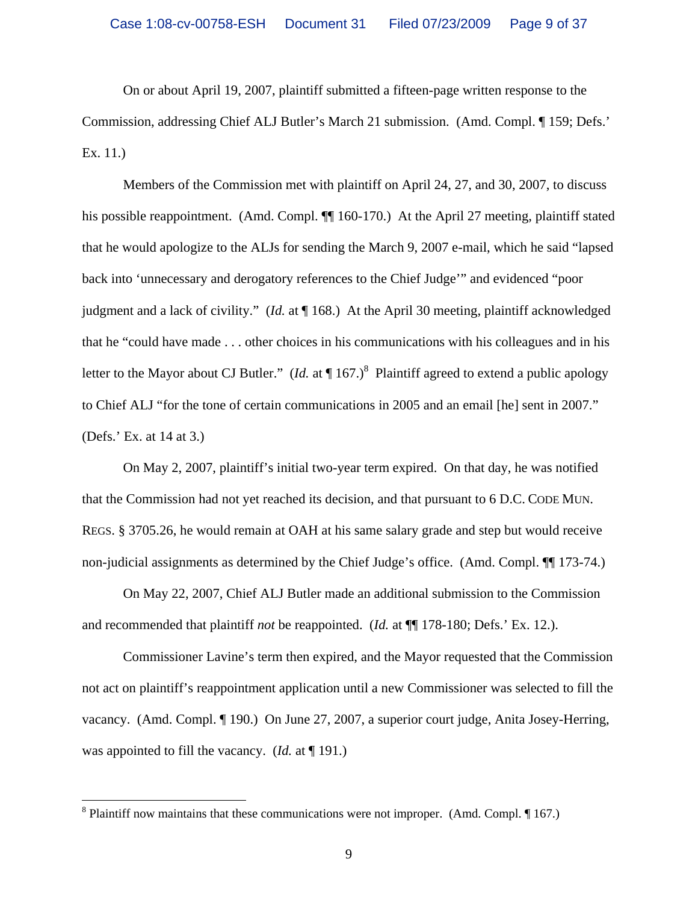On or about April 19, 2007, plaintiff submitted a fifteen-page written response to the Commission, addressing Chief ALJ Butler's March 21 submission. (Amd. Compl. ¶ 159; Defs.' Ex. 11.)

Members of the Commission met with plaintiff on April 24, 27, and 30, 2007, to discuss his possible reappointment. (Amd. Compl. ¶¶ 160-170.) At the April 27 meeting, plaintiff stated that he would apologize to the ALJs for sending the March 9, 2007 e-mail, which he said "lapsed back into 'unnecessary and derogatory references to the Chief Judge'" and evidenced "poor judgment and a lack of civility." (*Id.* at ¶ 168.) At the April 30 meeting, plaintiff acknowledged that he "could have made . . . other choices in his communications with his colleagues and in his letter to the Mayor about CJ Butler." (*Id.* at ¶ 167.)[8] Plaintiff agreed to extend a public apology to Chief ALJ "for the tone of certain communications in 2005 and an email [he] sent in 2007." (Defs.' Ex. at 14 at 3.)

On May 2, 2007, plaintiff's initial two-year term expired. On that day, he was notified that the Commission had not yet reached its decision, and that pursuant to 6 D.C. CODE MUN. REGS. § 3705.26, he would remain at OAH at his same salary grade and step but would receive non-judicial assignments as determined by the Chief Judge's office. (Amd. Compl. ¶¶ 173-74.)

On May 22, 2007, Chief ALJ Butler made an additional submission to the Commission and recommended that plaintiff *not* be reappointed. (*Id.* at ¶¶ 178-180; Defs.' Ex. 12.).

Commissioner Lavine's term then expired, and the Mayor requested that the Commission not act on plaintiff's reappointment application until a new Commissioner was selected to fill the vacancy. (Amd. Compl. ¶ 190.) On June 27, 2007, a superior court judge, Anita Josey-Herring, was appointed to fill the vacancy. (*Id.* at ¶ 191.)

---

[8] Plaintiff now maintains that these communications were not improper. (Amd. Compl. ¶ 167.)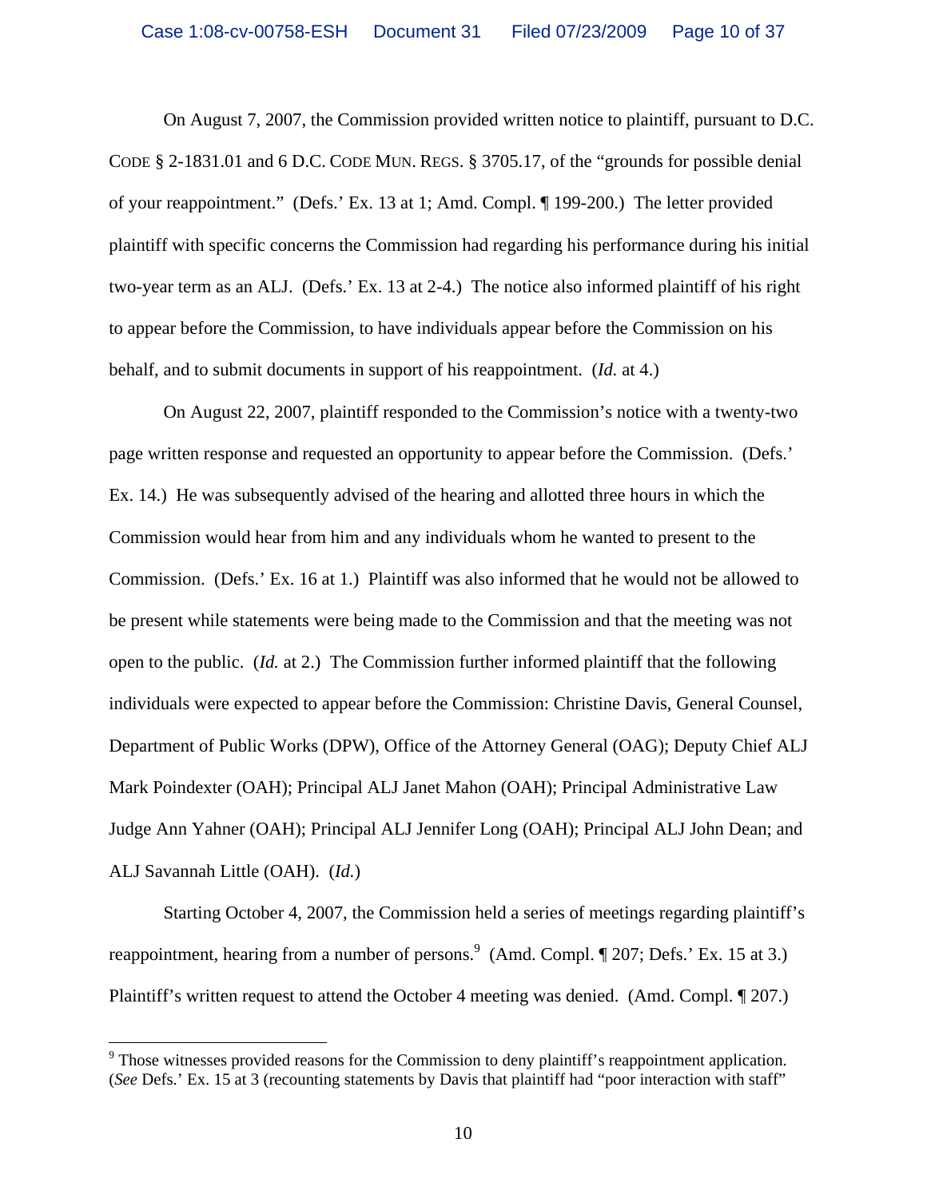On August 7, 2007, the Commission provided written notice to plaintiff, pursuant to D.C. CODE § 2-1831.01 and 6 D.C. CODE MUN. REGS. § 3705.17, of the "grounds for possible denial of your reappointment." (Defs.' Ex. 13 at 1; Amd. Compl. ¶ 199-200.) The letter provided plaintiff with specific concerns the Commission had regarding his performance during his initial two-year term as an ALJ. (Defs.' Ex. 13 at 2-4.) The notice also informed plaintiff of his right to appear before the Commission, to have individuals appear before the Commission on his behalf, and to submit documents in support of his reappointment. (*Id.* at 4.)

On August 22, 2007, plaintiff responded to the Commission's notice with a twenty-two page written response and requested an opportunity to appear before the Commission. (Defs.' Ex. 14.) He was subsequently advised of the hearing and allotted three hours in which the Commission would hear from him and any individuals whom he wanted to present to the Commission. (Defs.' Ex. 16 at 1.) Plaintiff was also informed that he would not be allowed to be present while statements were being made to the Commission and that the meeting was not open to the public. (*Id.* at 2.) The Commission further informed plaintiff that the following individuals were expected to appear before the Commission: Christine Davis, General Counsel, Department of Public Works (DPW), Office of the Attorney General (OAG); Deputy Chief ALJ Mark Poindexter (OAH); Principal ALJ Janet Mahon (OAH); Principal Administrative Law Judge Ann Yahner (OAH); Principal ALJ Jennifer Long (OAH); Principal ALJ John Dean; and ALJ Savannah Little (OAH). (*Id.*)

Starting October 4, 2007, the Commission held a series of meetings regarding plaintiff's reappointment, hearing from a number of persons.[9] (Amd. Compl. ¶ 207; Defs.' Ex. 15 at 3.) Plaintiff's written request to attend the October 4 meeting was denied. (Amd. Compl. ¶ 207.)

[9] Those witnesses provided reasons for the Commission to deny plaintiff's reappointment application. (*See* Defs.' Ex. 15 at 3 (recounting statements by Davis that plaintiff had "poor interaction with staff"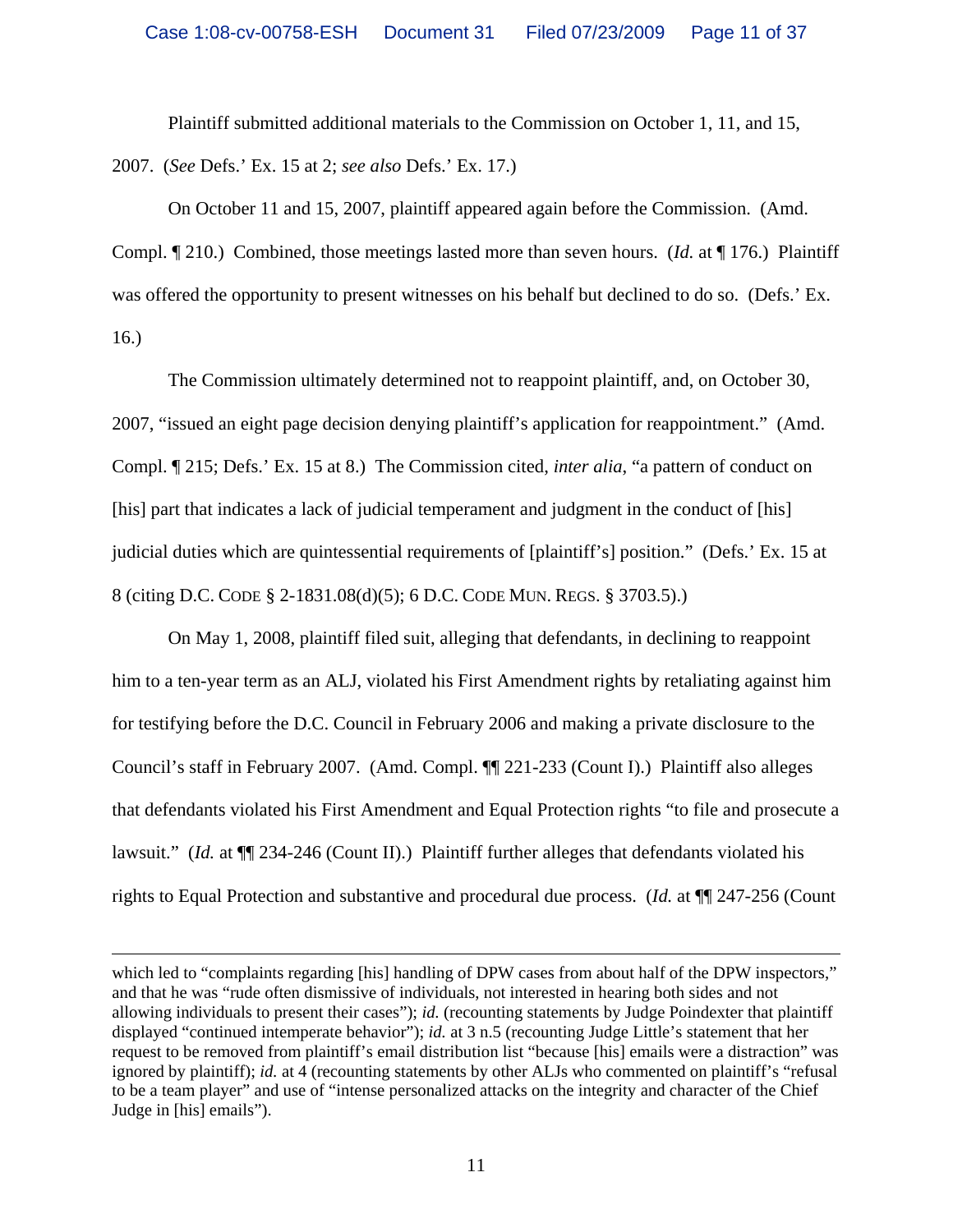Plaintiff submitted additional materials to the Commission on October 1, 11, and 15, 2007. (*See* Defs.' Ex. 15 at 2; *see also* Defs.' Ex. 17.)

On October 11 and 15, 2007, plaintiff appeared again before the Commission. (Amd. Compl. ¶ 210.) Combined, those meetings lasted more than seven hours. (*Id.* at ¶ 176.) Plaintiff was offered the opportunity to present witnesses on his behalf but declined to do so. (Defs.' Ex. 16.)

The Commission ultimately determined not to reappoint plaintiff, and, on October 30, 2007, "issued an eight page decision denying plaintiff's application for reappointment." (Amd. Compl. ¶ 215; Defs.' Ex. 15 at 8.) The Commission cited, *inter alia*, "a pattern of conduct on [his] part that indicates a lack of judicial temperament and judgment in the conduct of [his] judicial duties which are quintessential requirements of [plaintiff's] position." (Defs.' Ex. 15 at 8 (citing D.C. CODE § 2-1831.08(d)(5); 6 D.C. CODE MUN. REGS. § 3703.5).)

On May 1, 2008, plaintiff filed suit, alleging that defendants, in declining to reappoint him to a ten-year term as an ALJ, violated his First Amendment rights by retaliating against him for testifying before the D.C. Council in February 2006 and making a private disclosure to the Council's staff in February 2007. (Amd. Compl. ¶¶ 221-233 (Count I).) Plaintiff also alleges that defendants violated his First Amendment and Equal Protection rights "to file and prosecute a lawsuit." (*Id.* at ¶¶ 234-246 (Count II).) Plaintiff further alleges that defendants violated his rights to Equal Protection and substantive and procedural due process. (*Id.* at ¶¶ 247-256 (Count

---

which led to "complaints regarding [his] handling of DPW cases from about half of the DPW inspectors," and that he was "rude often dismissive of individuals, not interested in hearing both sides and not allowing individuals to present their cases"); *id.* (recounting statements by Judge Poindexter that plaintiff displayed "continued intemperate behavior"); *id.* at 3 n.5 (recounting Judge Little's statement that her request to be removed from plaintiff's email distribution list "because [his] emails were a distraction" was ignored by plaintiff); *id.* at 4 (recounting statements by other ALJs who commented on plaintiff's "refusal to be a team player" and use of "intense personalized attacks on the integrity and character of the Chief Judge in [his] emails").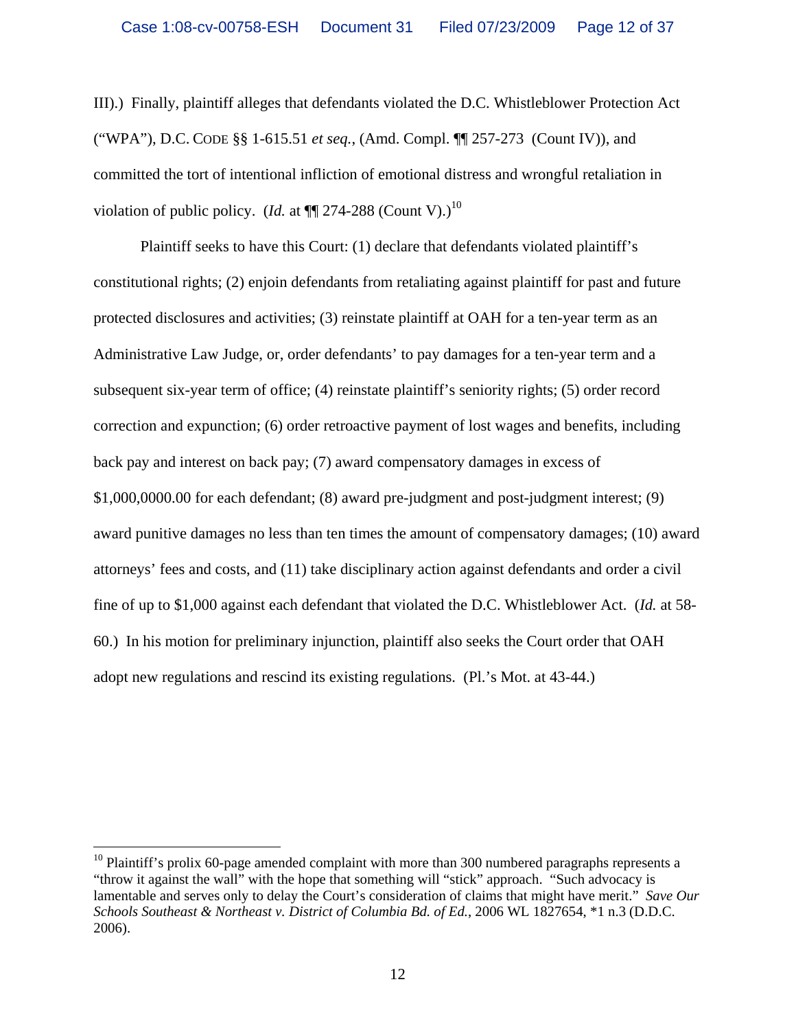III).) Finally, plaintiff alleges that defendants violated the D.C. Whistleblower Protection Act ("WPA"), D.C. CODE §§ 1-615.51 *et seq.*, (Amd. Compl. ¶¶ 257-273 (Count IV)), and committed the tort of intentional infliction of emotional distress and wrongful retaliation in violation of public policy. (*Id.* at ¶¶ 274-288 (Count V).)[10]

Plaintiff seeks to have this Court: (1) declare that defendants violated plaintiff's constitutional rights; (2) enjoin defendants from retaliating against plaintiff for past and future protected disclosures and activities; (3) reinstate plaintiff at OAH for a ten-year term as an Administrative Law Judge, or, order defendants' to pay damages for a ten-year term and a subsequent six-year term of office; (4) reinstate plaintiff's seniority rights; (5) order record correction and expunction; (6) order retroactive payment of lost wages and benefits, including back pay and interest on back pay; (7) award compensatory damages in excess of $1,000,0000.00 for each defendant; (8) award pre-judgment and post-judgment interest; (9) award punitive damages no less than ten times the amount of compensatory damages; (10) award attorneys' fees and costs, and (11) take disciplinary action against defendants and order a civil fine of up to $1,000 against each defendant that violated the D.C. Whistleblower Act. (*Id.* at 58-60.) In his motion for preliminary injunction, plaintiff also seeks the Court order that OAH adopt new regulations and rescind its existing regulations. (Pl.'s Mot. at 43-44.)

---

[10] Plaintiff's prolix 60-page amended complaint with more than 300 numbered paragraphs represents a "throw it against the wall" with the hope that something will "stick" approach. "Such advocacy is lamentable and serves only to delay the Court's consideration of claims that might have merit." *Save Our Schools Southeast & Northeast v. District of Columbia Bd. of Ed.*, 2006 WL 1827654, *1 n.3 (D.D.C. 2006).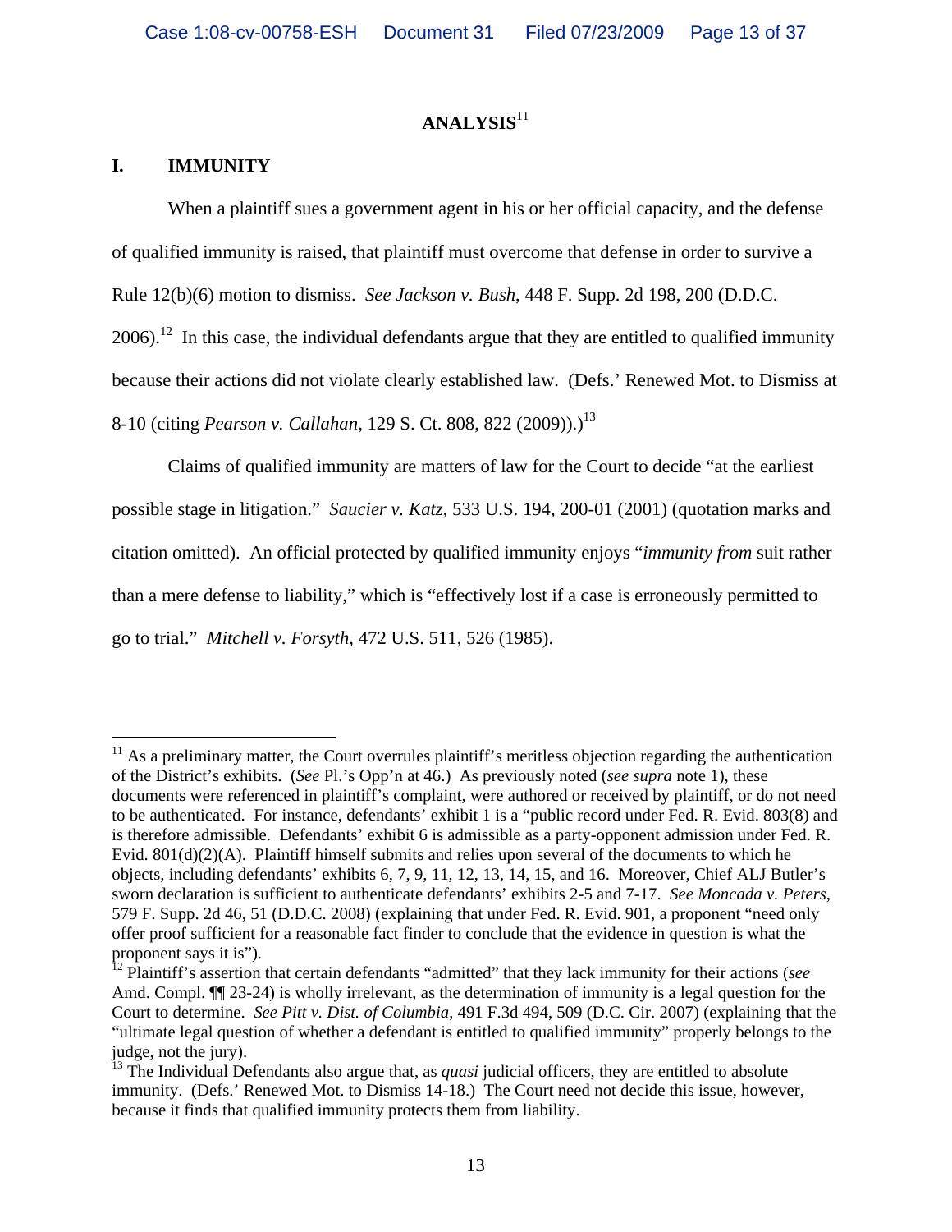# ANALYSIS[11]

## I. IMMUNITY

When a plaintiff sues a government agent in his or her official capacity, and the defense of qualified immunity is raised, that plaintiff must overcome that defense in order to survive a Rule 12(b)(6) motion to dismiss. *See Jackson v. Bush*, 448 F. Supp. 2d 198, 200 (D.D.C. 2006).[12] In this case, the individual defendants argue that they are entitled to qualified immunity because their actions did not violate clearly established law. (Defs.' Renewed Mot. to Dismiss at 8-10 (citing *Pearson v. Callahan*, 129 S. Ct. 808, 822 (2009)).)[13]

Claims of qualified immunity are matters of law for the Court to decide "at the earliest possible stage in litigation." *Saucier v. Katz,* 533 U.S. 194, 200-01 (2001) (quotation marks and citation omitted). An official protected by qualified immunity enjoys "*immunity from* suit rather than a mere defense to liability," which is "effectively lost if a case is erroneously permitted to go to trial." *Mitchell v. Forsyth,* 472 U.S. 511, 526 (1985).

---

[11] As a preliminary matter, the Court overrules plaintiff's meritless objection regarding the authentication of the District's exhibits. (*See* Pl.'s Opp'n at 46.) As previously noted (*see supra* note 1), these documents were referenced in plaintiff's complaint, were authored or received by plaintiff, or do not need to be authenticated. For instance, defendants' exhibit 1 is a "public record under Fed. R. Evid. 803(8) and is therefore admissible. Defendants' exhibit 6 is admissible as a party-opponent admission under Fed. R. Evid. 801(d)(2)(A). Plaintiff himself submits and relies upon several of the documents to which he objects, including defendants' exhibits 6, 7, 9, 11, 12, 13, 14, 15, and 16. Moreover, Chief ALJ Butler's sworn declaration is sufficient to authenticate defendants' exhibits 2-5 and 7-17. *See Moncada v. Peters*, 579 F. Supp. 2d 46, 51 (D.D.C. 2008) (explaining that under Fed. R. Evid. 901, a proponent "need only offer proof sufficient for a reasonable fact finder to conclude that the evidence in question is what the proponent says it is").

[12] Plaintiff's assertion that certain defendants "admitted" that they lack immunity for their actions (*see* Amd. Compl. ¶¶ 23-24) is wholly irrelevant, as the determination of immunity is a legal question for the Court to determine. *See Pitt v. Dist. of Columbia*, 491 F.3d 494, 509 (D.C. Cir. 2007) (explaining that the "ultimate legal question of whether a defendant is entitled to qualified immunity" properly belongs to the judge, not the jury).

[13] The Individual Defendants also argue that, as *quasi* judicial officers, they are entitled to absolute immunity. (Defs.' Renewed Mot. to Dismiss 14-18.) The Court need not decide this issue, however, because it finds that qualified immunity protects them from liability.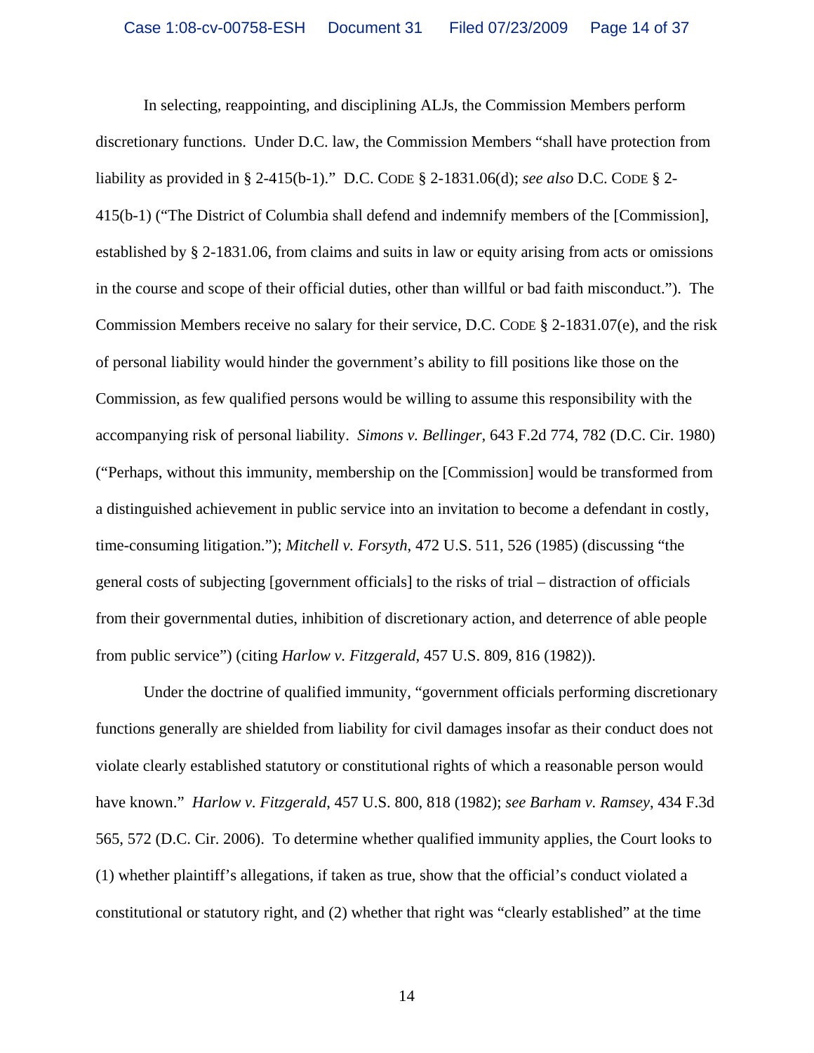In selecting, reappointing, and disciplining ALJs, the Commission Members perform discretionary functions. Under D.C. law, the Commission Members "shall have protection from liability as provided in § 2-415(b-1)." D.C. CODE § 2-1831.06(d); *see also* D.C. CODE § 2-415(b-1) ("The District of Columbia shall defend and indemnify members of the [Commission], established by § 2-1831.06, from claims and suits in law or equity arising from acts or omissions in the course and scope of their official duties, other than willful or bad faith misconduct."). The Commission Members receive no salary for their service, D.C. CODE § 2-1831.07(e), and the risk of personal liability would hinder the government's ability to fill positions like those on the Commission, as few qualified persons would be willing to assume this responsibility with the accompanying risk of personal liability. *Simons v. Bellinger*, 643 F.2d 774, 782 (D.C. Cir. 1980) ("Perhaps, without this immunity, membership on the [Commission] would be transformed from a distinguished achievement in public service into an invitation to become a defendant in costly, time-consuming litigation."); *Mitchell v. Forsyth*, 472 U.S. 511, 526 (1985) (discussing "the general costs of subjecting [government officials] to the risks of trial – distraction of officials from their governmental duties, inhibition of discretionary action, and deterrence of able people from public service") (citing *Harlow v. Fitzgerald*, 457 U.S. 809, 816 (1982)).

Under the doctrine of qualified immunity, "government officials performing discretionary functions generally are shielded from liability for civil damages insofar as their conduct does not violate clearly established statutory or constitutional rights of which a reasonable person would have known." *Harlow v. Fitzgerald*, 457 U.S. 800, 818 (1982); *see Barham v. Ramsey*, 434 F.3d 565, 572 (D.C. Cir. 2006). To determine whether qualified immunity applies, the Court looks to (1) whether plaintiff's allegations, if taken as true, show that the official's conduct violated a constitutional or statutory right, and (2) whether that right was "clearly established" at the time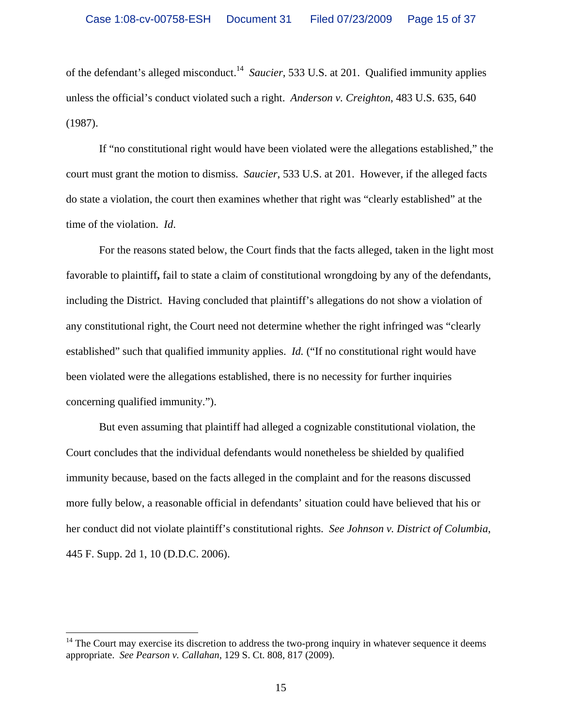of the defendant's alleged misconduct.[14] *Saucier*, 533 U.S. at 201. Qualified immunity applies unless the official's conduct violated such a right. *Anderson v. Creighton*, 483 U.S. 635, 640 (1987).

If "no constitutional right would have been violated were the allegations established," the court must grant the motion to dismiss. *Saucier*, 533 U.S. at 201. However, if the alleged facts do state a violation, the court then examines whether that right was "clearly established" at the time of the violation. *Id.*

For the reasons stated below, the Court finds that the facts alleged, taken in the light most favorable to plaintiff**,** fail to state a claim of constitutional wrongdoing by any of the defendants, including the District. Having concluded that plaintiff's allegations do not show a violation of any constitutional right, the Court need not determine whether the right infringed was "clearly established" such that qualified immunity applies. *Id.* ("If no constitutional right would have been violated were the allegations established, there is no necessity for further inquiries concerning qualified immunity.").

But even assuming that plaintiff had alleged a cognizable constitutional violation, the Court concludes that the individual defendants would nonetheless be shielded by qualified immunity because, based on the facts alleged in the complaint and for the reasons discussed more fully below, a reasonable official in defendants' situation could have believed that his or her conduct did not violate plaintiff's constitutional rights. *See Johnson v. District of Columbia*, 445 F. Supp. 2d 1, 10 (D.D.C. 2006).

---

[14] The Court may exercise its discretion to address the two-prong inquiry in whatever sequence it deems appropriate. *See Pearson v. Callahan*, 129 S. Ct. 808, 817 (2009).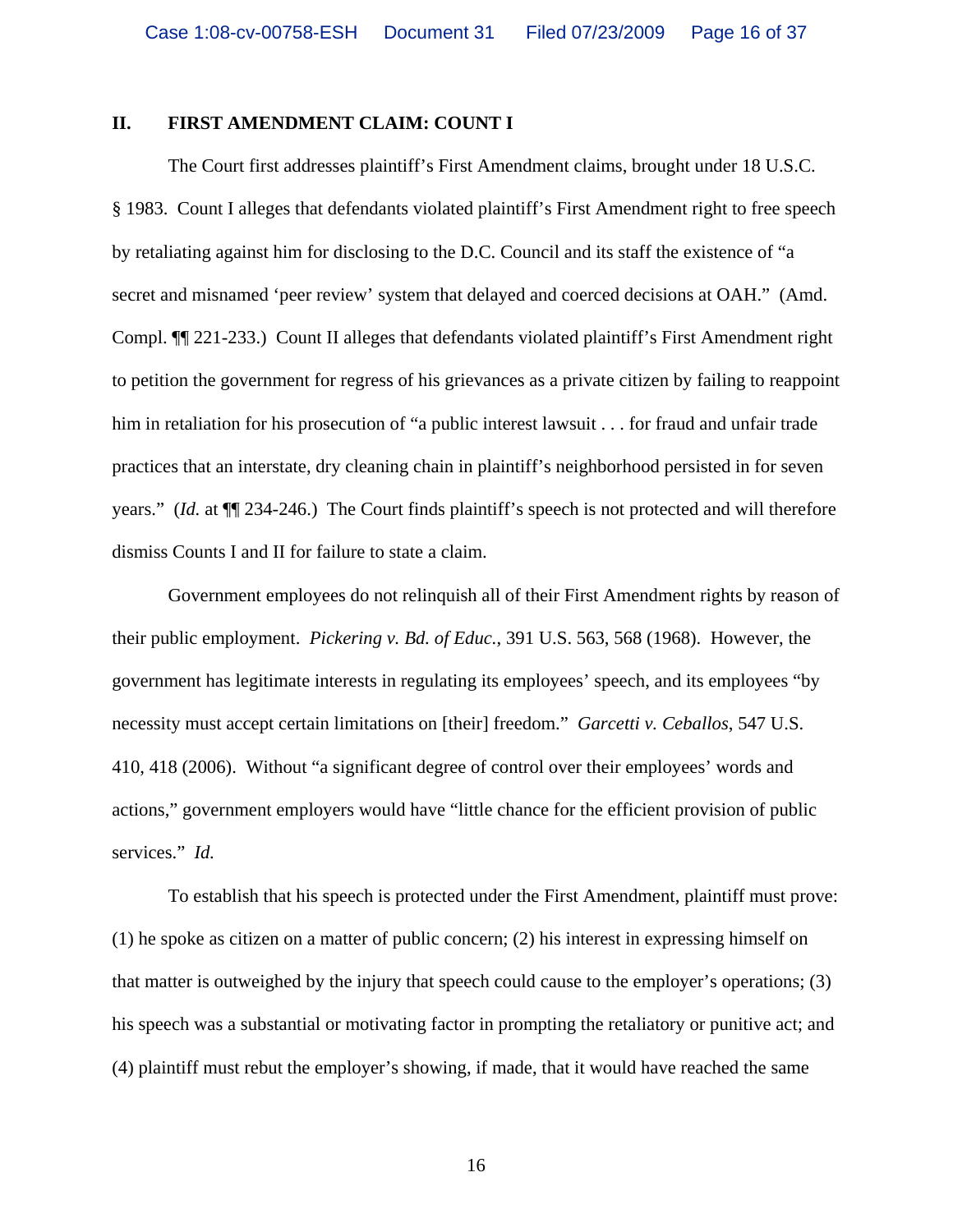## II. FIRST AMENDMENT CLAIM: COUNT I

The Court first addresses plaintiff's First Amendment claims, brought under 18 U.S.C. § 1983. Count I alleges that defendants violated plaintiff's First Amendment right to free speech by retaliating against him for disclosing to the D.C. Council and its staff the existence of "a secret and misnamed 'peer review' system that delayed and coerced decisions at OAH." (Amd. Compl. ¶¶ 221-233.) Count II alleges that defendants violated plaintiff's First Amendment right to petition the government for regress of his grievances as a private citizen by failing to reappoint him in retaliation for his prosecution of "a public interest lawsuit . . . for fraud and unfair trade practices that an interstate, dry cleaning chain in plaintiff's neighborhood persisted in for seven years." (*Id.* at ¶¶ 234-246.) The Court finds plaintiff's speech is not protected and will therefore dismiss Counts I and II for failure to state a claim.

Government employees do not relinquish all of their First Amendment rights by reason of their public employment. *Pickering v. Bd. of Educ.*, 391 U.S. 563, 568 (1968). However, the government has legitimate interests in regulating its employees' speech, and its employees "by necessity must accept certain limitations on [their] freedom." *Garcetti v. Ceballos*, 547 U.S. 410, 418 (2006). Without "a significant degree of control over their employees' words and actions," government employers would have "little chance for the efficient provision of public services." *Id.*

To establish that his speech is protected under the First Amendment, plaintiff must prove: (1) he spoke as citizen on a matter of public concern; (2) his interest in expressing himself on that matter is outweighed by the injury that speech could cause to the employer's operations; (3) his speech was a substantial or motivating factor in prompting the retaliatory or punitive act; and (4) plaintiff must rebut the employer's showing, if made, that it would have reached the same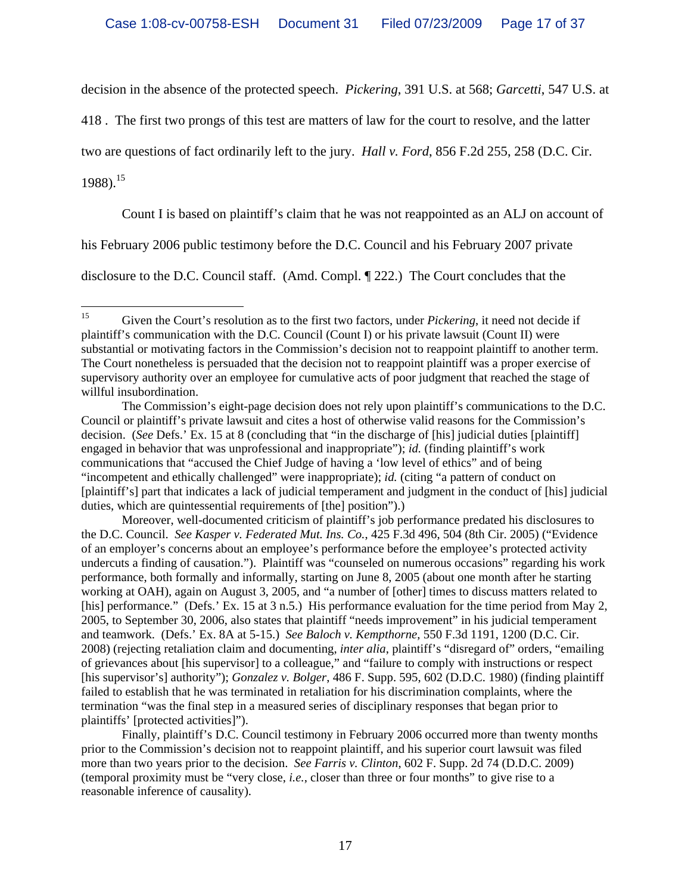decision in the absence of the protected speech. *Pickering*, 391 U.S. at 568; *Garcetti*, 547 U.S. at 418 . The first two prongs of this test are matters of law for the court to resolve, and the latter two are questions of fact ordinarily left to the jury. *Hall v. Ford*, 856 F.2d 255, 258 (D.C. Cir. 1988).[15]

Count I is based on plaintiff's claim that he was not reappointed as an ALJ on account of his February 2006 public testimony before the D.C. Council and his February 2007 private disclosure to the D.C. Council staff. (Amd. Compl. ¶ 222.) The Court concludes that the

---

[15] Given the Court's resolution as to the first two factors, under *Pickering*, it need not decide if plaintiff's communication with the D.C. Council (Count I) or his private lawsuit (Count II) were substantial or motivating factors in the Commission's decision not to reappoint plaintiff to another term. The Court nonetheless is persuaded that the decision not to reappoint plaintiff was a proper exercise of supervisory authority over an employee for cumulative acts of poor judgment that reached the stage of willful insubordination.

The Commission's eight-page decision does not rely upon plaintiff's communications to the D.C. Council or plaintiff's private lawsuit and cites a host of otherwise valid reasons for the Commission's decision. (*See* Defs.' Ex. 15 at 8 (concluding that "in the discharge of [his] judicial duties [plaintiff] engaged in behavior that was unprofessional and inappropriate"); *id.* (finding plaintiff's work communications that "accused the Chief Judge of having a 'low level of ethics" and of being "incompetent and ethically challenged" were inappropriate); *id.* (citing "a pattern of conduct on [plaintiff's] part that indicates a lack of judicial temperament and judgment in the conduct of [his] judicial duties, which are quintessential requirements of [the] position").)

Moreover, well-documented criticism of plaintiff's job performance predated his disclosures to the D.C. Council. *See Kasper v. Federated Mut. Ins. Co.*, 425 F.3d 496, 504 (8th Cir. 2005) ("Evidence of an employer's concerns about an employee's performance before the employee's protected activity undercuts a finding of causation."). Plaintiff was "counseled on numerous occasions" regarding his work performance, both formally and informally, starting on June 8, 2005 (about one month after he starting working at OAH), again on August 3, 2005, and "a number of [other] times to discuss matters related to [his] performance." (Defs.' Ex. 15 at 3 n.5.) His performance evaluation for the time period from May 2, 2005, to September 30, 2006, also states that plaintiff "needs improvement" in his judicial temperament and teamwork. (Defs.' Ex. 8A at 5-15.) *See Baloch v. Kempthorne*, 550 F.3d 1191, 1200 (D.C. Cir. 2008) (rejecting retaliation claim and documenting, *inter alia*, plaintiff's "disregard of" orders, "emailing of grievances about [his supervisor] to a colleague," and "failure to comply with instructions or respect [his supervisor's] authority"); *Gonzalez v. Bolger*, 486 F. Supp. 595, 602 (D.D.C. 1980) (finding plaintiff failed to establish that he was terminated in retaliation for his discrimination complaints, where the termination "was the final step in a measured series of disciplinary responses that began prior to plaintiffs' [protected activities]").

Finally, plaintiff's D.C. Council testimony in February 2006 occurred more than twenty months prior to the Commission's decision not to reappoint plaintiff, and his superior court lawsuit was filed more than two years prior to the decision. *See Farris v. Clinton*, 602 F. Supp. 2d 74 (D.D.C. 2009) (temporal proximity must be "very close, *i.e.*, closer than three or four months" to give rise to a reasonable inference of causality).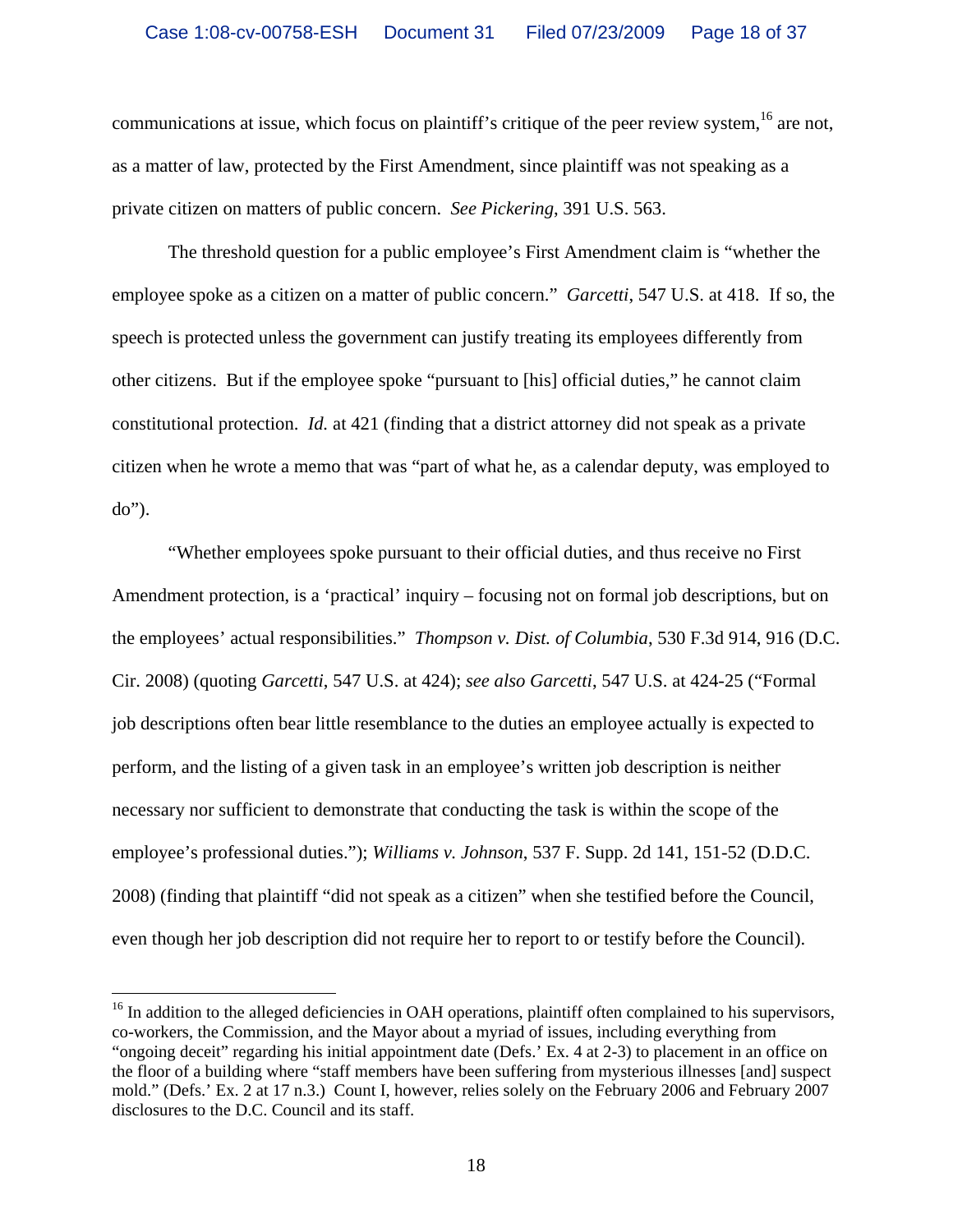communications at issue, which focus on plaintiff's critique of the peer review system,[16] are not, as a matter of law, protected by the First Amendment, since plaintiff was not speaking as a private citizen on matters of public concern. *See Pickering*, 391 U.S. 563.

The threshold question for a public employee's First Amendment claim is "whether the employee spoke as a citizen on a matter of public concern." *Garcetti*, 547 U.S. at 418. If so, the speech is protected unless the government can justify treating its employees differently from other citizens. But if the employee spoke "pursuant to [his] official duties," he cannot claim constitutional protection. *Id.* at 421 (finding that a district attorney did not speak as a private citizen when he wrote a memo that was "part of what he, as a calendar deputy, was employed to do").

"Whether employees spoke pursuant to their official duties, and thus receive no First Amendment protection, is a 'practical' inquiry – focusing not on formal job descriptions, but on the employees' actual responsibilities." *Thompson v. Dist. of Columbia*, 530 F.3d 914, 916 (D.C. Cir. 2008) (quoting *Garcetti*, 547 U.S. at 424); *see also Garcetti*, 547 U.S. at 424-25 ("Formal job descriptions often bear little resemblance to the duties an employee actually is expected to perform, and the listing of a given task in an employee's written job description is neither necessary nor sufficient to demonstrate that conducting the task is within the scope of the employee's professional duties."); *Williams v. Johnson*, 537 F. Supp. 2d 141, 151-52 (D.D.C. 2008) (finding that plaintiff "did not speak as a citizen" when she testified before the Council, even though her job description did not require her to report to or testify before the Council).

---

[16] In addition to the alleged deficiencies in OAH operations, plaintiff often complained to his supervisors, co-workers, the Commission, and the Mayor about a myriad of issues, including everything from "ongoing deceit" regarding his initial appointment date (Defs.' Ex. 4 at 2-3) to placement in an office on the floor of a building where "staff members have been suffering from mysterious illnesses [and] suspect mold." (Defs.' Ex. 2 at 17 n.3.) Count I, however, relies solely on the February 2006 and February 2007 disclosures to the D.C. Council and its staff.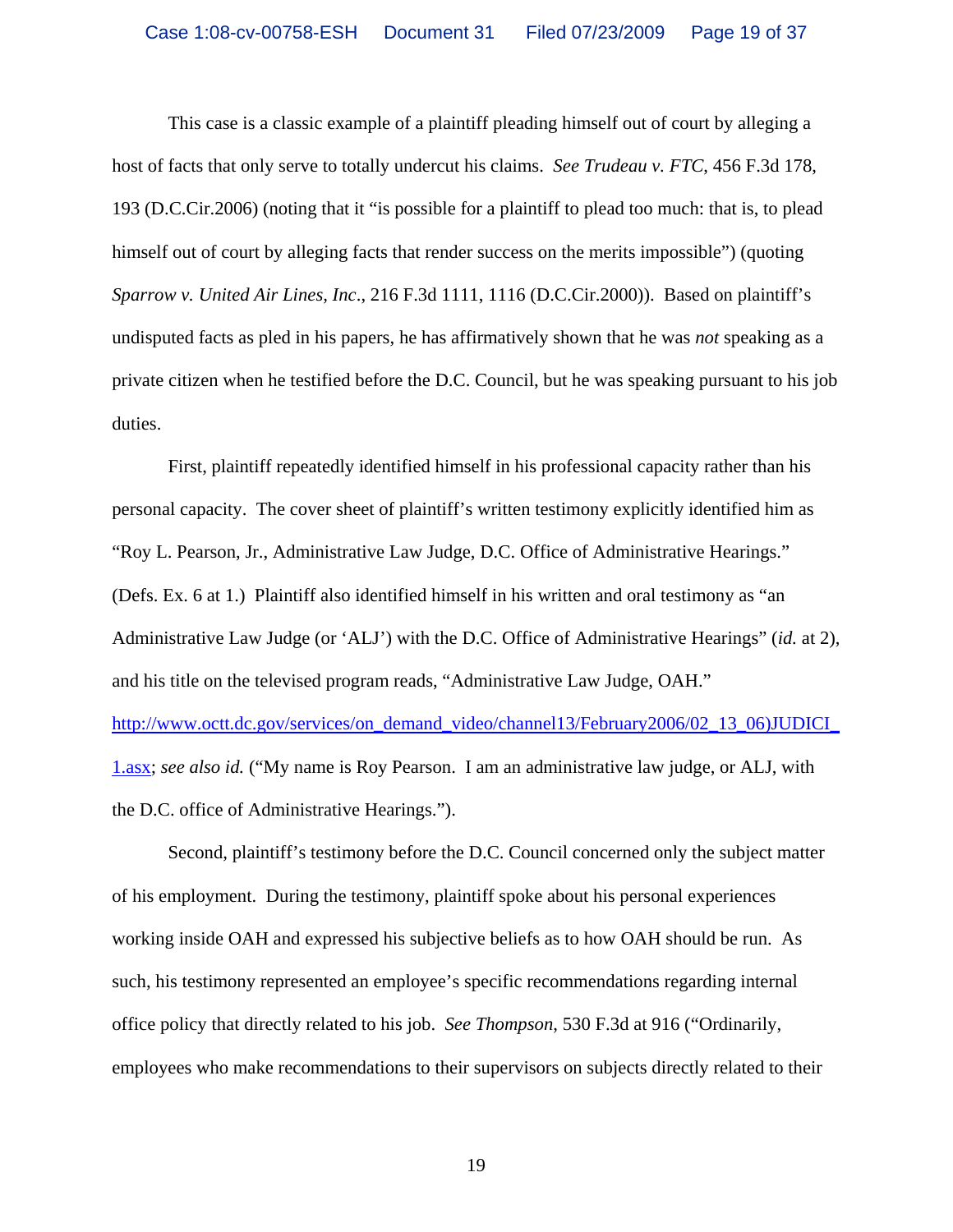This case is a classic example of a plaintiff pleading himself out of court by alleging a host of facts that only serve to totally undercut his claims. *See Trudeau v. FTC*, 456 F.3d 178, 193 (D.C.Cir.2006) (noting that it "is possible for a plaintiff to plead too much: that is, to plead himself out of court by alleging facts that render success on the merits impossible") (quoting *Sparrow v. United Air Lines, Inc*., 216 F.3d 1111, 1116 (D.C.Cir.2000)). Based on plaintiff's undisputed facts as pled in his papers, he has affirmatively shown that he was *not* speaking as a private citizen when he testified before the D.C. Council, but he was speaking pursuant to his job duties.

First, plaintiff repeatedly identified himself in his professional capacity rather than his personal capacity. The cover sheet of plaintiff's written testimony explicitly identified him as "Roy L. Pearson, Jr., Administrative Law Judge, D.C. Office of Administrative Hearings." (Defs. Ex. 6 at 1.) Plaintiff also identified himself in his written and oral testimony as "an Administrative Law Judge (or 'ALJ') with the D.C. Office of Administrative Hearings" (*id.* at 2), and his title on the televised program reads, "Administrative Law Judge, OAH." http://www.octt.dc.gov/services/on_demand_video/channel13/February2006/02_13_06)JUDICI_1.asx; *see also id.* ("My name is Roy Pearson. I am an administrative law judge, or ALJ, with the D.C. office of Administrative Hearings.").

Second, plaintiff's testimony before the D.C. Council concerned only the subject matter of his employment. During the testimony, plaintiff spoke about his personal experiences working inside OAH and expressed his subjective beliefs as to how OAH should be run. As such, his testimony represented an employee's specific recommendations regarding internal office policy that directly related to his job. *See Thompson*, 530 F.3d at 916 ("Ordinarily, employees who make recommendations to their supervisors on subjects directly related to their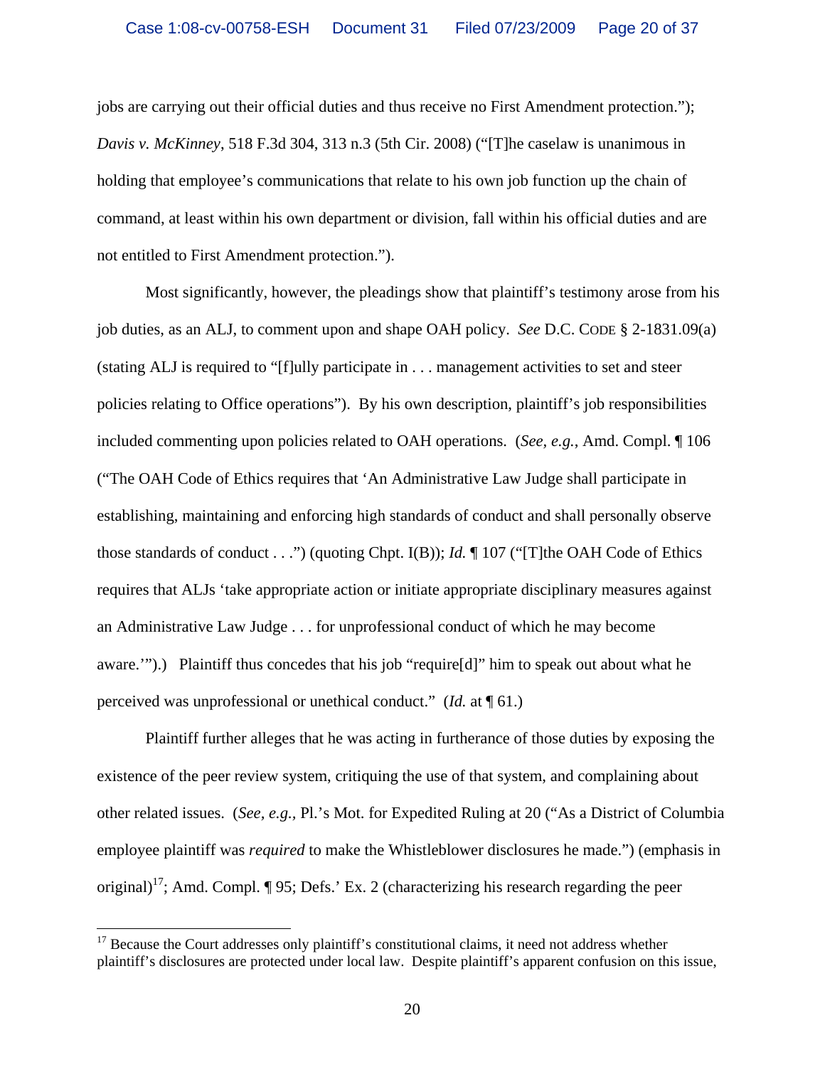jobs are carrying out their official duties and thus receive no First Amendment protection."); *Davis v. McKinney*, 518 F.3d 304, 313 n.3 (5th Cir. 2008) ("[T]he caselaw is unanimous in holding that employee's communications that relate to his own job function up the chain of command, at least within his own department or division, fall within his official duties and are not entitled to First Amendment protection.").

Most significantly, however, the pleadings show that plaintiff's testimony arose from his job duties, as an ALJ, to comment upon and shape OAH policy. *See* D.C. CODE § 2-1831.09(a) (stating ALJ is required to "[f]ully participate in . . . management activities to set and steer policies relating to Office operations"). By his own description, plaintiff's job responsibilities included commenting upon policies related to OAH operations. (*See, e.g.*, Amd. Compl. ¶ 106 ("The OAH Code of Ethics requires that 'An Administrative Law Judge shall participate in establishing, maintaining and enforcing high standards of conduct and shall personally observe those standards of conduct . . .") (quoting Chpt. I(B)); *Id.* ¶ 107 ("[T]the OAH Code of Ethics requires that ALJs 'take appropriate action or initiate appropriate disciplinary measures against an Administrative Law Judge . . . for unprofessional conduct of which he may become aware.'").) Plaintiff thus concedes that his job "require[d]" him to speak out about what he perceived was unprofessional or unethical conduct." (*Id.* at ¶ 61.)

Plaintiff further alleges that he was acting in furtherance of those duties by exposing the existence of the peer review system, critiquing the use of that system, and complaining about other related issues. (*See, e.g.,* Pl.'s Mot. for Expedited Ruling at 20 ("As a District of Columbia employee plaintiff was *required* to make the Whistleblower disclosures he made.") (emphasis in original)[17]; Amd. Compl. ¶ 95; Defs.' Ex. 2 (characterizing his research regarding the peer

---

[17] Because the Court addresses only plaintiff's constitutional claims, it need not address whether plaintiff's disclosures are protected under local law. Despite plaintiff's apparent confusion on this issue,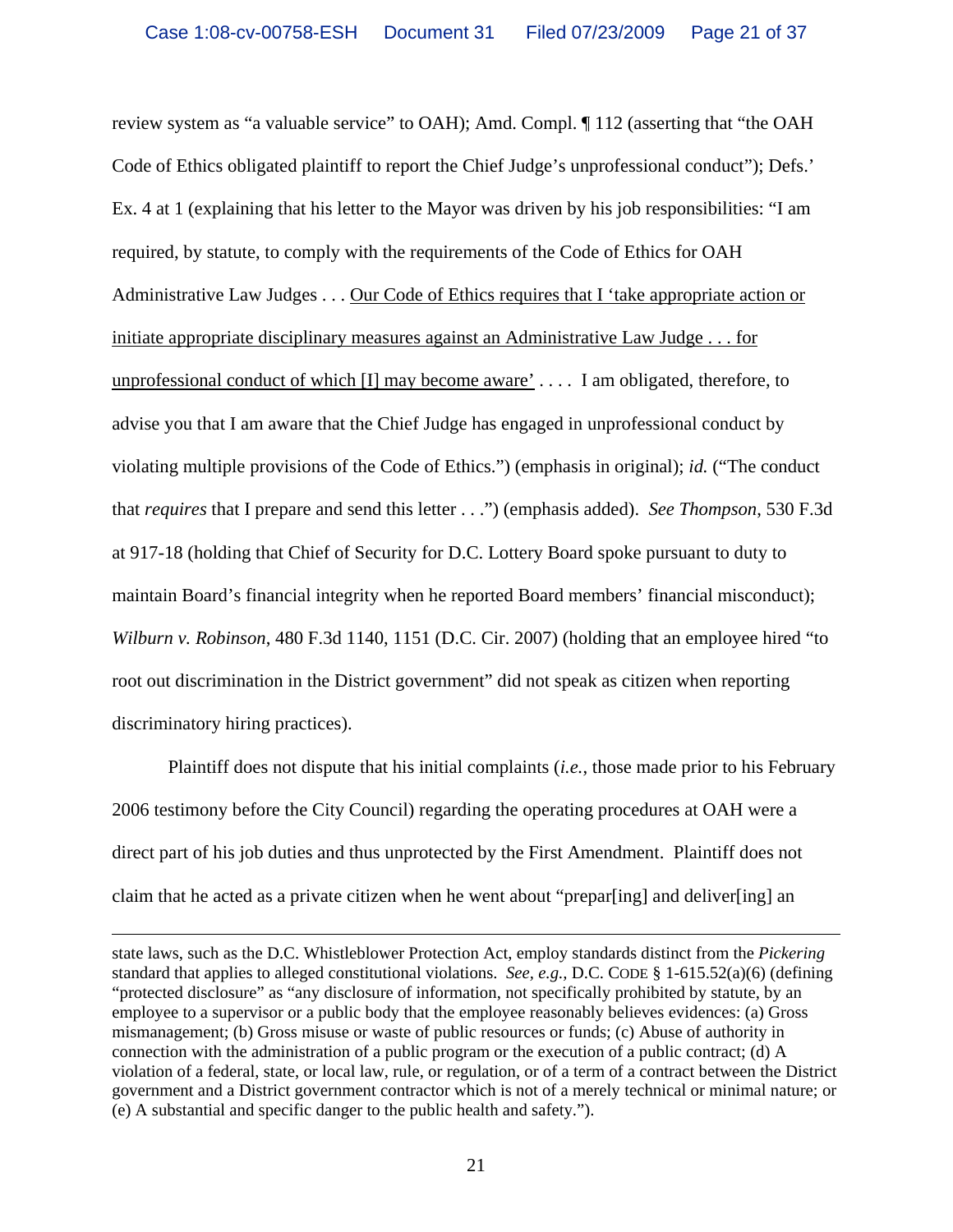review system as "a valuable service" to OAH); Amd. Compl. ¶ 112 (asserting that "the OAH Code of Ethics obligated plaintiff to report the Chief Judge's unprofessional conduct"); Defs.' Ex. 4 at 1 (explaining that his letter to the Mayor was driven by his job responsibilities: "I am required, by statute, to comply with the requirements of the Code of Ethics for OAH Administrative Law Judges . . . <u>Our Code of Ethics requires that I 'take appropriate action or initiate appropriate disciplinary measures against an Administrative Law Judge . . . for unprofessional conduct of which [I] may become aware'</u> . . . . I am obligated, therefore, to advise you that I am aware that the Chief Judge has engaged in unprofessional conduct by violating multiple provisions of the Code of Ethics.") (emphasis in original); *id.* ("The conduct that *requires* that I prepare and send this letter . . .") (emphasis added). *See Thompson*, 530 F.3d at 917-18 (holding that Chief of Security for D.C. Lottery Board spoke pursuant to duty to maintain Board's financial integrity when he reported Board members' financial misconduct); *Wilburn v. Robinson*, 480 F.3d 1140, 1151 (D.C. Cir. 2007) (holding that an employee hired "to root out discrimination in the District government" did not speak as citizen when reporting discriminatory hiring practices).

Plaintiff does not dispute that his initial complaints (*i.e.*, those made prior to his February 2006 testimony before the City Council) regarding the operating procedures at OAH were a direct part of his job duties and thus unprotected by the First Amendment. Plaintiff does not claim that he acted as a private citizen when he went about "prepar[ing] and deliver[ing] an

---

state laws, such as the D.C. Whistleblower Protection Act, employ standards distinct from the *Pickering* standard that applies to alleged constitutional violations. *See, e.g.*, D.C. CODE § 1-615.52(a)(6) (defining "protected disclosure" as "any disclosure of information, not specifically prohibited by statute, by an employee to a supervisor or a public body that the employee reasonably believes evidences: (a) Gross mismanagement; (b) Gross misuse or waste of public resources or funds; (c) Abuse of authority in connection with the administration of a public program or the execution of a public contract; (d) A violation of a federal, state, or local law, rule, or regulation, or of a term of a contract between the District government and a District government contractor which is not of a merely technical or minimal nature; or (e) A substantial and specific danger to the public health and safety.").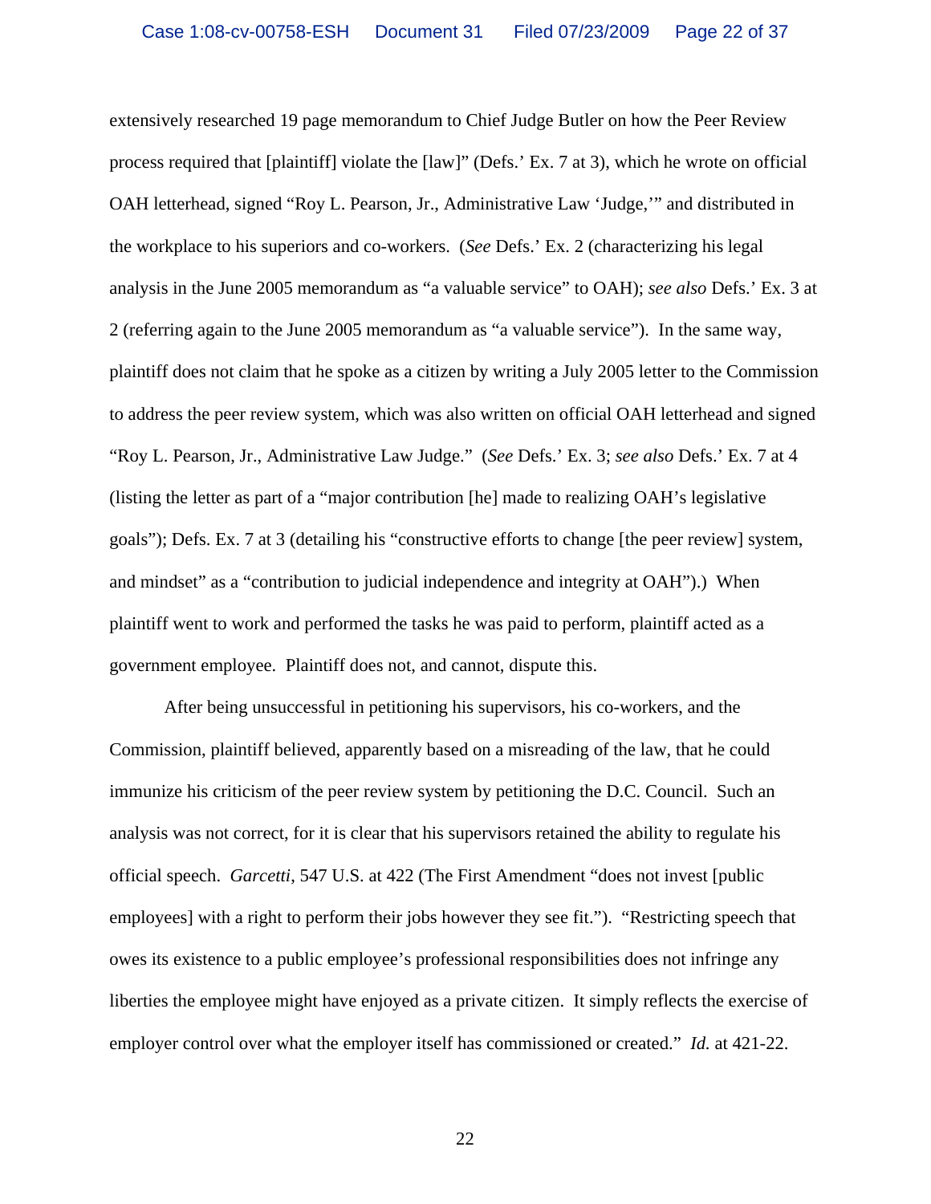extensively researched 19 page memorandum to Chief Judge Butler on how the Peer Review process required that [plaintiff] violate the [law]" (Defs.' Ex. 7 at 3), which he wrote on official OAH letterhead, signed "Roy L. Pearson, Jr., Administrative Law 'Judge,'" and distributed in the workplace to his superiors and co-workers. (*See* Defs.' Ex. 2 (characterizing his legal analysis in the June 2005 memorandum as "a valuable service" to OAH); *see also* Defs.' Ex. 3 at 2 (referring again to the June 2005 memorandum as "a valuable service"). In the same way, plaintiff does not claim that he spoke as a citizen by writing a July 2005 letter to the Commission to address the peer review system, which was also written on official OAH letterhead and signed "Roy L. Pearson, Jr., Administrative Law Judge." (*See* Defs.' Ex. 3; *see also* Defs.' Ex. 7 at 4 (listing the letter as part of a "major contribution [he] made to realizing OAH's legislative goals"); Defs. Ex. 7 at 3 (detailing his "constructive efforts to change [the peer review] system, and mindset" as a "contribution to judicial independence and integrity at OAH").) When plaintiff went to work and performed the tasks he was paid to perform, plaintiff acted as a government employee. Plaintiff does not, and cannot, dispute this.

After being unsuccessful in petitioning his supervisors, his co-workers, and the Commission, plaintiff believed, apparently based on a misreading of the law, that he could immunize his criticism of the peer review system by petitioning the D.C. Council. Such an analysis was not correct, for it is clear that his supervisors retained the ability to regulate his official speech. *Garcetti*, 547 U.S. at 422 (The First Amendment "does not invest [public employees] with a right to perform their jobs however they see fit."). "Restricting speech that owes its existence to a public employee's professional responsibilities does not infringe any liberties the employee might have enjoyed as a private citizen. It simply reflects the exercise of employer control over what the employer itself has commissioned or created." *Id.* at 421-22.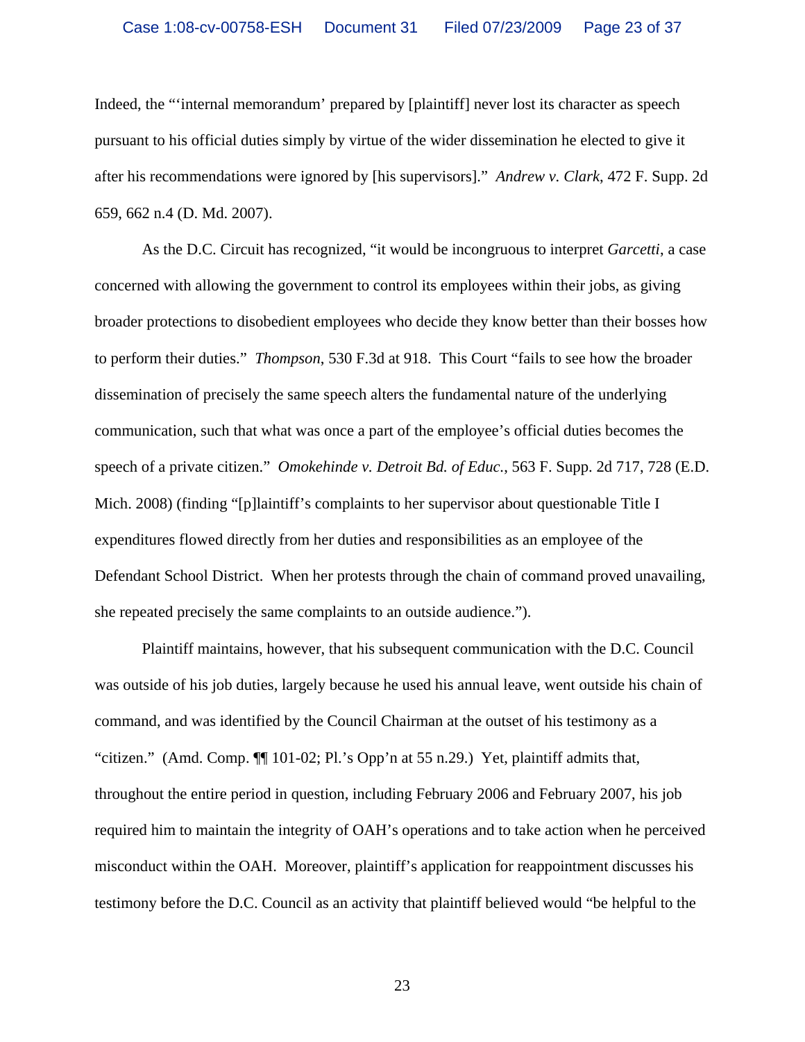Indeed, the "'internal memorandum' prepared by [plaintiff] never lost its character as speech pursuant to his official duties simply by virtue of the wider dissemination he elected to give it after his recommendations were ignored by [his supervisors]." *Andrew v. Clark*, 472 F. Supp. 2d 659, 662 n.4 (D. Md. 2007).

As the D.C. Circuit has recognized, "it would be incongruous to interpret *Garcetti*, a case concerned with allowing the government to control its employees within their jobs, as giving broader protections to disobedient employees who decide they know better than their bosses how to perform their duties." *Thompson*, 530 F.3d at 918. This Court "fails to see how the broader dissemination of precisely the same speech alters the fundamental nature of the underlying communication, such that what was once a part of the employee's official duties becomes the speech of a private citizen." *Omokehinde v. Detroit Bd. of Educ.*, 563 F. Supp. 2d 717, 728 (E.D. Mich. 2008) (finding "[p]laintiff's complaints to her supervisor about questionable Title I expenditures flowed directly from her duties and responsibilities as an employee of the Defendant School District. When her protests through the chain of command proved unavailing, she repeated precisely the same complaints to an outside audience.").

Plaintiff maintains, however, that his subsequent communication with the D.C. Council was outside of his job duties, largely because he used his annual leave, went outside his chain of command, and was identified by the Council Chairman at the outset of his testimony as a "citizen." (Amd. Comp. ¶¶ 101-02; Pl.'s Opp'n at 55 n.29.) Yet, plaintiff admits that, throughout the entire period in question, including February 2006 and February 2007, his job required him to maintain the integrity of OAH's operations and to take action when he perceived misconduct within the OAH. Moreover, plaintiff's application for reappointment discusses his testimony before the D.C. Council as an activity that plaintiff believed would "be helpful to the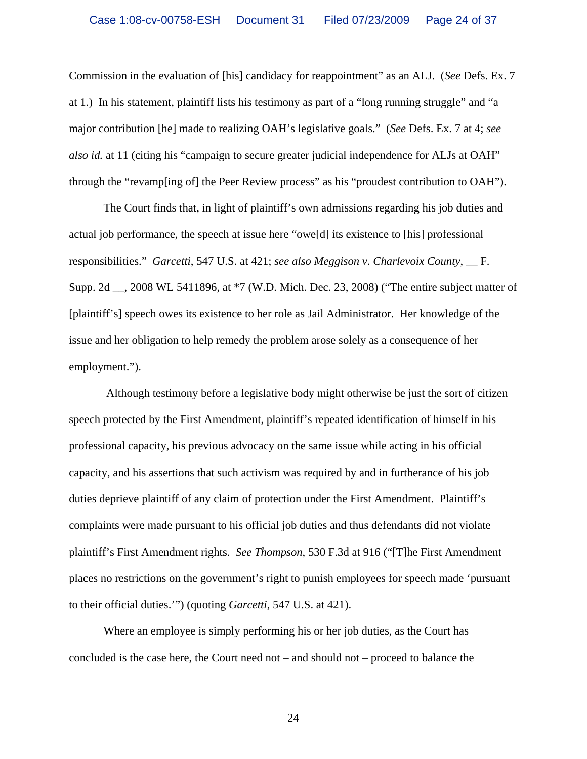Commission in the evaluation of [his] candidacy for reappointment" as an ALJ. (*See* Defs. Ex. 7 at 1.) In his statement, plaintiff lists his testimony as part of a "long running struggle" and "a major contribution [he] made to realizing OAH's legislative goals." (*See* Defs. Ex. 7 at 4; *see also id.* at 11 (citing his "campaign to secure greater judicial independence for ALJs at OAH" through the "revamp[ing of] the Peer Review process" as his "proudest contribution to OAH").

The Court finds that, in light of plaintiff's own admissions regarding his job duties and actual job performance, the speech at issue here "owe[d] its existence to [his] professional responsibilities." *Garcetti*, 547 U.S. at 421; *see also Meggison v. Charlevoix County*, __ F. Supp. 2d __, 2008 WL 5411896, at *7 (W.D. Mich. Dec. 23, 2008) ("The entire subject matter of [plaintiff's] speech owes its existence to her role as Jail Administrator. Her knowledge of the issue and her obligation to help remedy the problem arose solely as a consequence of her employment.").

Although testimony before a legislative body might otherwise be just the sort of citizen speech protected by the First Amendment, plaintiff's repeated identification of himself in his professional capacity, his previous advocacy on the same issue while acting in his official capacity, and his assertions that such activism was required by and in furtherance of his job duties deprive plaintiff of any claim of protection under the First Amendment. Plaintiff's complaints were made pursuant to his official job duties and thus defendants did not violate plaintiff's First Amendment rights. *See Thompson*, 530 F.3d at 916 ("[T]he First Amendment places no restrictions on the government's right to punish employees for speech made 'pursuant to their official duties.'") (quoting *Garcetti*, 547 U.S. at 421).

Where an employee is simply performing his or her job duties, as the Court has concluded is the case here, the Court need not – and should not – proceed to balance the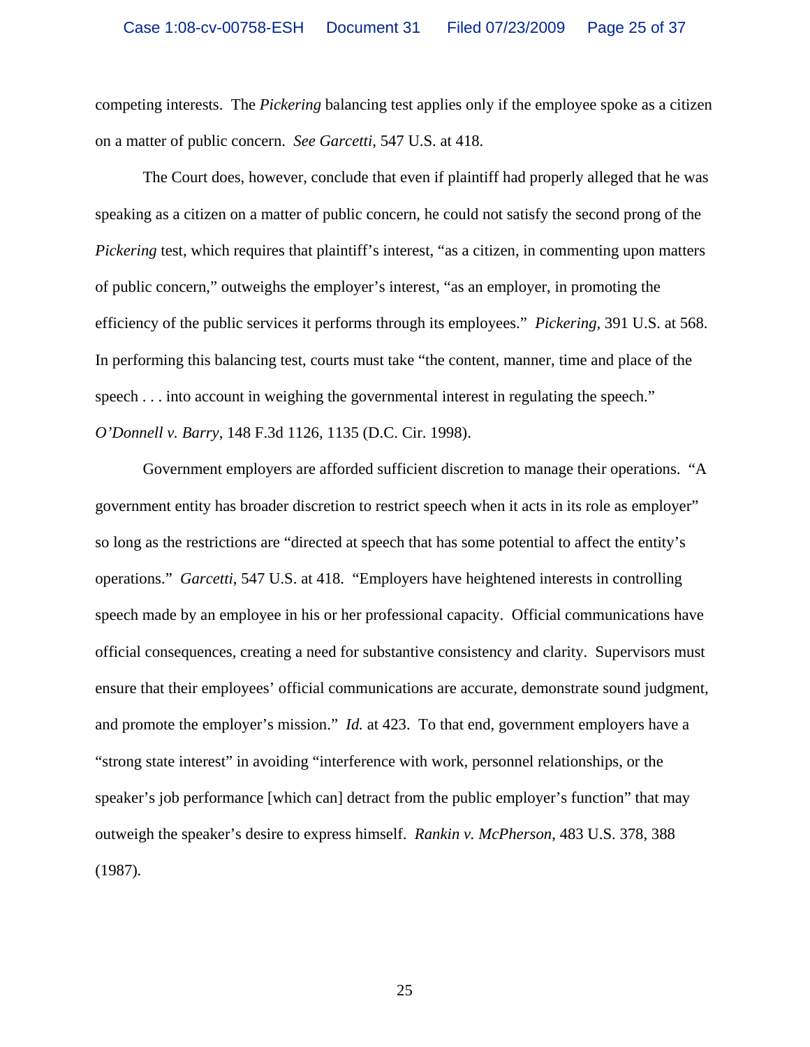competing interests. The *Pickering* balancing test applies only if the employee spoke as a citizen on a matter of public concern. *See Garcetti*, 547 U.S. at 418.

The Court does, however, conclude that even if plaintiff had properly alleged that he was speaking as a citizen on a matter of public concern, he could not satisfy the second prong of the *Pickering* test, which requires that plaintiff's interest, "as a citizen, in commenting upon matters of public concern," outweighs the employer's interest, "as an employer, in promoting the efficiency of the public services it performs through its employees." *Pickering*, 391 U.S. at 568. In performing this balancing test, courts must take "the content, manner, time and place of the speech . . . into account in weighing the governmental interest in regulating the speech." *O'Donnell v. Barry*, 148 F.3d 1126, 1135 (D.C. Cir. 1998).

Government employers are afforded sufficient discretion to manage their operations. "A government entity has broader discretion to restrict speech when it acts in its role as employer" so long as the restrictions are "directed at speech that has some potential to affect the entity's operations." *Garcetti*, 547 U.S. at 418. "Employers have heightened interests in controlling speech made by an employee in his or her professional capacity. Official communications have official consequences, creating a need for substantive consistency and clarity. Supervisors must ensure that their employees' official communications are accurate, demonstrate sound judgment, and promote the employer's mission." *Id.* at 423. To that end, government employers have a "strong state interest" in avoiding "interference with work, personnel relationships, or the speaker's job performance [which can] detract from the public employer's function" that may outweigh the speaker's desire to express himself. *Rankin v. McPherson*, 483 U.S. 378, 388 (1987).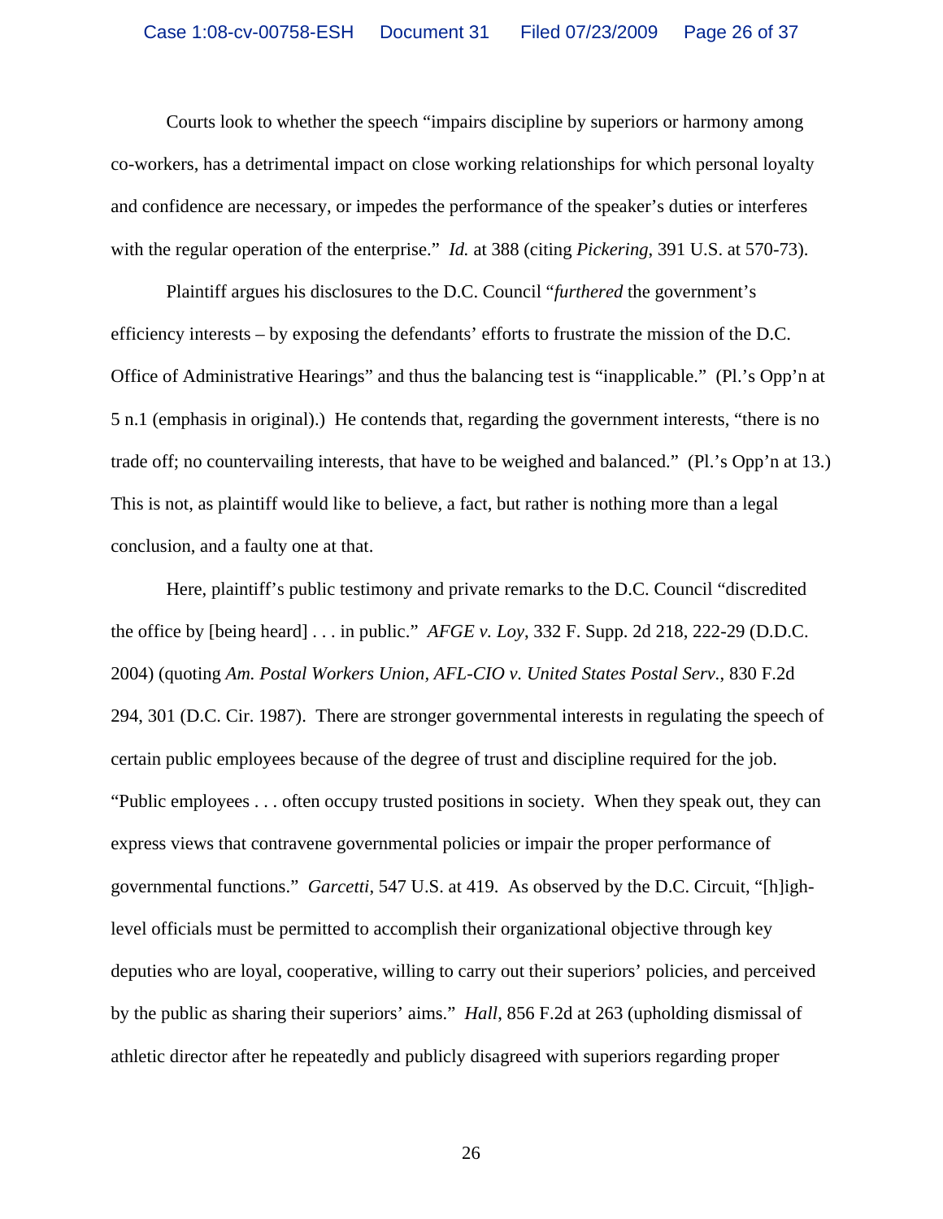Courts look to whether the speech "impairs discipline by superiors or harmony among co-workers, has a detrimental impact on close working relationships for which personal loyalty and confidence are necessary, or impedes the performance of the speaker's duties or interferes with the regular operation of the enterprise." *Id.* at 388 (citing *Pickering*, 391 U.S. at 570-73).

Plaintiff argues his disclosures to the D.C. Council "*furthered* the government's efficiency interests – by exposing the defendants' efforts to frustrate the mission of the D.C. Office of Administrative Hearings" and thus the balancing test is "inapplicable." (Pl.'s Opp'n at 5 n.1 (emphasis in original).) He contends that, regarding the government interests, "there is no trade off; no countervailing interests, that have to be weighed and balanced." (Pl.'s Opp'n at 13.) This is not, as plaintiff would like to believe, a fact, but rather is nothing more than a legal conclusion, and a faulty one at that.

Here, plaintiff's public testimony and private remarks to the D.C. Council "discredited the office by [being heard] . . . in public." *AFGE v. Loy*, 332 F. Supp. 2d 218, 222-29 (D.D.C. 2004) (quoting *Am. Postal Workers Union, AFL-CIO v. United States Postal Serv.*, 830 F.2d 294, 301 (D.C. Cir. 1987). There are stronger governmental interests in regulating the speech of certain public employees because of the degree of trust and discipline required for the job. "Public employees . . . often occupy trusted positions in society. When they speak out, they can express views that contravene governmental policies or impair the proper performance of governmental functions." *Garcetti*, 547 U.S. at 419. As observed by the D.C. Circuit, "[h]igh-level officials must be permitted to accomplish their organizational objective through key deputies who are loyal, cooperative, willing to carry out their superiors' policies, and perceived by the public as sharing their superiors' aims." *Hall*, 856 F.2d at 263 (upholding dismissal of athletic director after he repeatedly and publicly disagreed with superiors regarding proper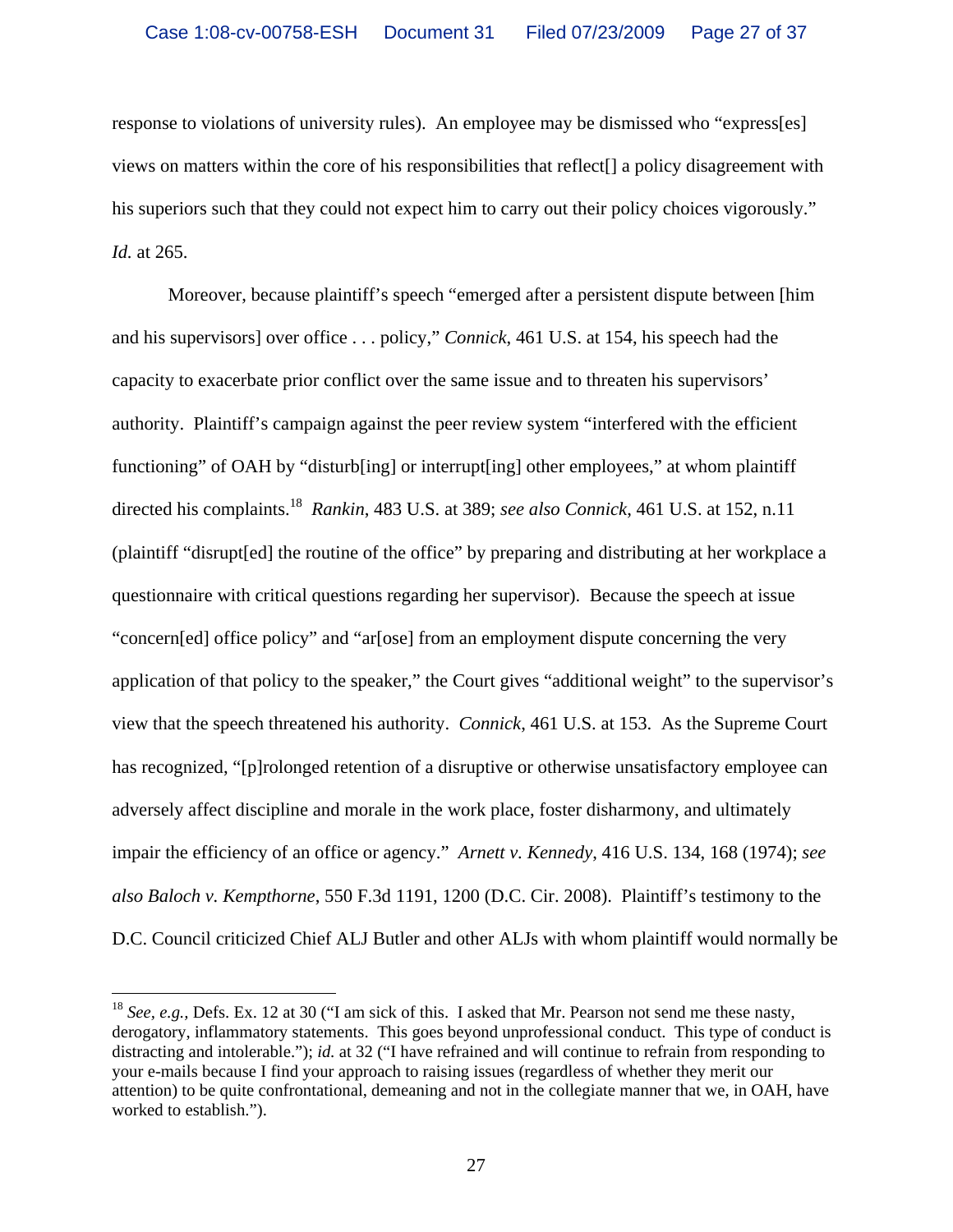response to violations of university rules). An employee may be dismissed who "express[es] views on matters within the core of his responsibilities that reflect[] a policy disagreement with his superiors such that they could not expect him to carry out their policy choices vigorously." *Id.* at 265.

Moreover, because plaintiff's speech "emerged after a persistent dispute between [him and his supervisors] over office . . . policy," *Connick*, 461 U.S. at 154, his speech had the capacity to exacerbate prior conflict over the same issue and to threaten his supervisors' authority. Plaintiff's campaign against the peer review system "interfered with the efficient functioning" of OAH by "disturb[ing] or interrupt[ing] other employees," at whom plaintiff directed his complaints.[18] *Rankin*, 483 U.S. at 389; *see also Connick*, 461 U.S. at 152, n.11 (plaintiff "disrupt[ed] the routine of the office" by preparing and distributing at her workplace a questionnaire with critical questions regarding her supervisor). Because the speech at issue "concern[ed] office policy" and "ar[ose] from an employment dispute concerning the very application of that policy to the speaker," the Court gives "additional weight" to the supervisor's view that the speech threatened his authority. *Connick*, 461 U.S. at 153. As the Supreme Court has recognized, "[p]rolonged retention of a disruptive or otherwise unsatisfactory employee can adversely affect discipline and morale in the work place, foster disharmony, and ultimately impair the efficiency of an office or agency." *Arnett v. Kennedy*, 416 U.S. 134, 168 (1974); *see also Baloch v. Kempthorne*, 550 F.3d 1191, 1200 (D.C. Cir. 2008). Plaintiff's testimony to the D.C. Council criticized Chief ALJ Butler and other ALJs with whom plaintiff would normally be

---

[18] *See, e.g.,* Defs. Ex. 12 at 30 ("I am sick of this. I asked that Mr. Pearson not send me these nasty, derogatory, inflammatory statements. This goes beyond unprofessional conduct. This type of conduct is distracting and intolerable."); *id.* at 32 ("I have refrained and will continue to refrain from responding to your e-mails because I find your approach to raising issues (regardless of whether they merit our attention) to be quite confrontational, demeaning and not in the collegiate manner that we, in OAH, have worked to establish.").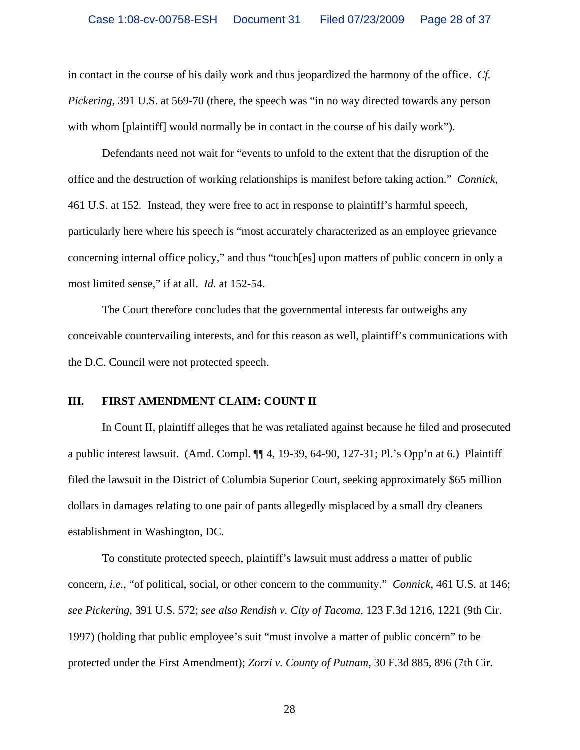in contact in the course of his daily work and thus jeopardized the harmony of the office. *Cf. Pickering*, 391 U.S. at 569-70 (there, the speech was "in no way directed towards any person with whom [plaintiff] would normally be in contact in the course of his daily work").

Defendants need not wait for "events to unfold to the extent that the disruption of the office and the destruction of working relationships is manifest before taking action." *Connick*, 461 U.S. at 152. Instead, they were free to act in response to plaintiff's harmful speech, particularly here where his speech is "most accurately characterized as an employee grievance concerning internal office policy," and thus "touch[es] upon matters of public concern in only a most limited sense," if at all. *Id.* at 152-54.

The Court therefore concludes that the governmental interests far outweighs any conceivable countervailing interests, and for this reason as well, plaintiff's communications with the D.C. Council were not protected speech.

## III. FIRST AMENDMENT CLAIM: COUNT II

In Count II, plaintiff alleges that he was retaliated against because he filed and prosecuted a public interest lawsuit. (Amd. Compl. ¶¶ 4, 19-39, 64-90, 127-31; Pl.'s Opp'n at 6.) Plaintiff filed the lawsuit in the District of Columbia Superior Court, seeking approximately $65 million dollars in damages relating to one pair of pants allegedly misplaced by a small dry cleaners establishment in Washington, DC.

To constitute protected speech, plaintiff's lawsuit must address a matter of public concern, *i.e.*, "of political, social, or other concern to the community." *Connick*, 461 U.S. at 146; *see Pickering*, 391 U.S. 572; *see also Rendish v. City of Tacoma*, 123 F.3d 1216, 1221 (9th Cir. 1997) (holding that public employee's suit "must involve a matter of public concern" to be protected under the First Amendment); *Zorzi v. County of Putnam*, 30 F.3d 885, 896 (7th Cir.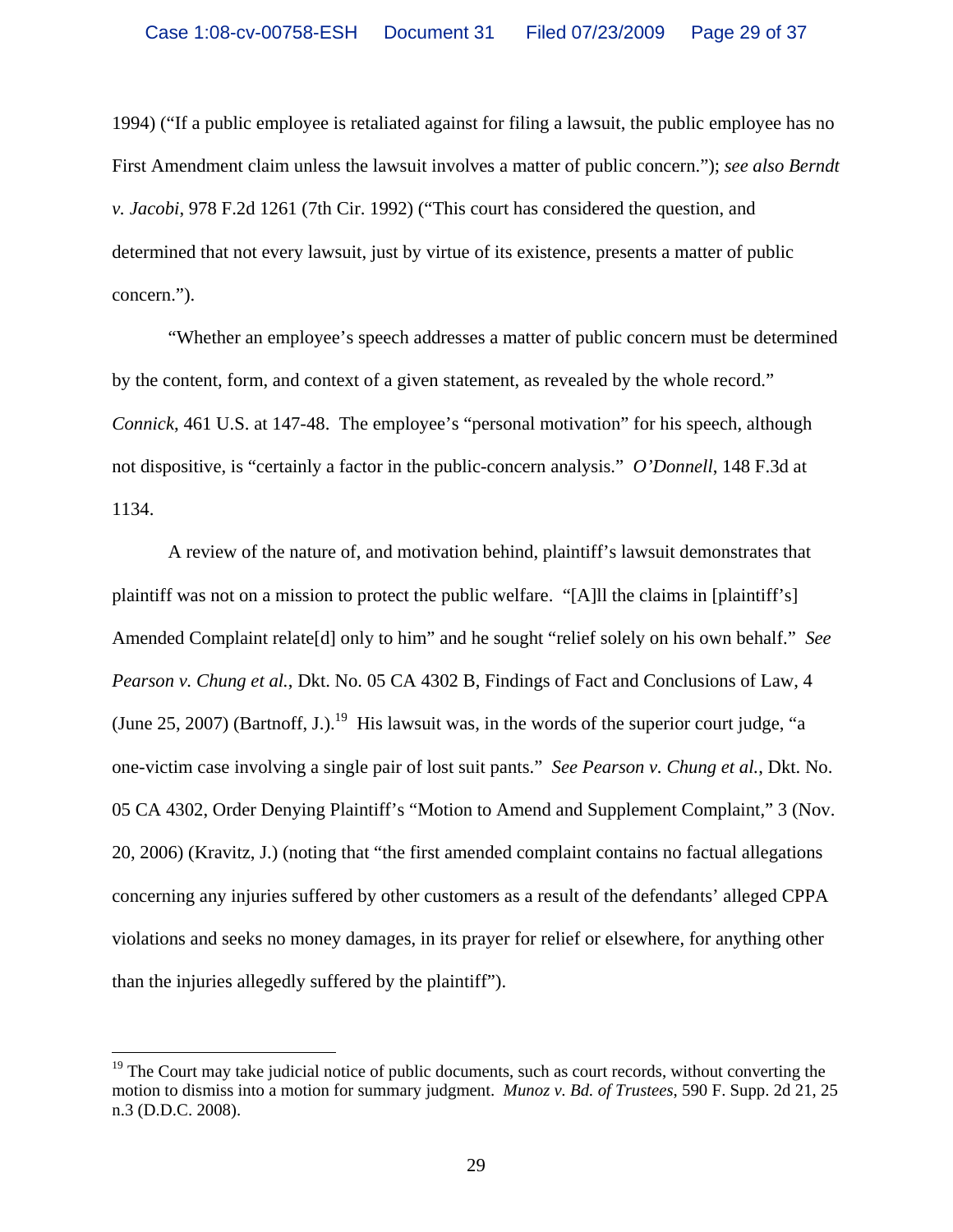1994) ("If a public employee is retaliated against for filing a lawsuit, the public employee has no First Amendment claim unless the lawsuit involves a matter of public concern."); *see also Berndt v. Jacobi*, 978 F.2d 1261 (7th Cir. 1992) ("This court has considered the question, and determined that not every lawsuit, just by virtue of its existence, presents a matter of public concern.").

"Whether an employee's speech addresses a matter of public concern must be determined by the content, form, and context of a given statement, as revealed by the whole record." *Connick*, 461 U.S. at 147-48. The employee's "personal motivation" for his speech, although not dispositive, is "certainly a factor in the public-concern analysis." *O'Donnell*, 148 F.3d at 1134.

A review of the nature of, and motivation behind, plaintiff's lawsuit demonstrates that plaintiff was not on a mission to protect the public welfare. "[A]ll the claims in [plaintiff's] Amended Complaint relate[d] only to him" and he sought "relief solely on his own behalf." *See Pearson v. Chung et al.*, Dkt. No. 05 CA 4302 B, Findings of Fact and Conclusions of Law, 4 (June 25, 2007) (Bartnoff, J.).[19] His lawsuit was, in the words of the superior court judge, "a one-victim case involving a single pair of lost suit pants." *See Pearson v. Chung et al.*, Dkt. No. 05 CA 4302, Order Denying Plaintiff's "Motion to Amend and Supplement Complaint," 3 (Nov. 20, 2006) (Kravitz, J.) (noting that "the first amended complaint contains no factual allegations concerning any injuries suffered by other customers as a result of the defendants' alleged CPPA violations and seeks no money damages, in its prayer for relief or elsewhere, for anything other than the injuries allegedly suffered by the plaintiff").

---

[19] The Court may take judicial notice of public documents, such as court records, without converting the motion to dismiss into a motion for summary judgment. *Munoz v. Bd. of Trustees*, 590 F. Supp. 2d 21, 25 n.3 (D.D.C. 2008).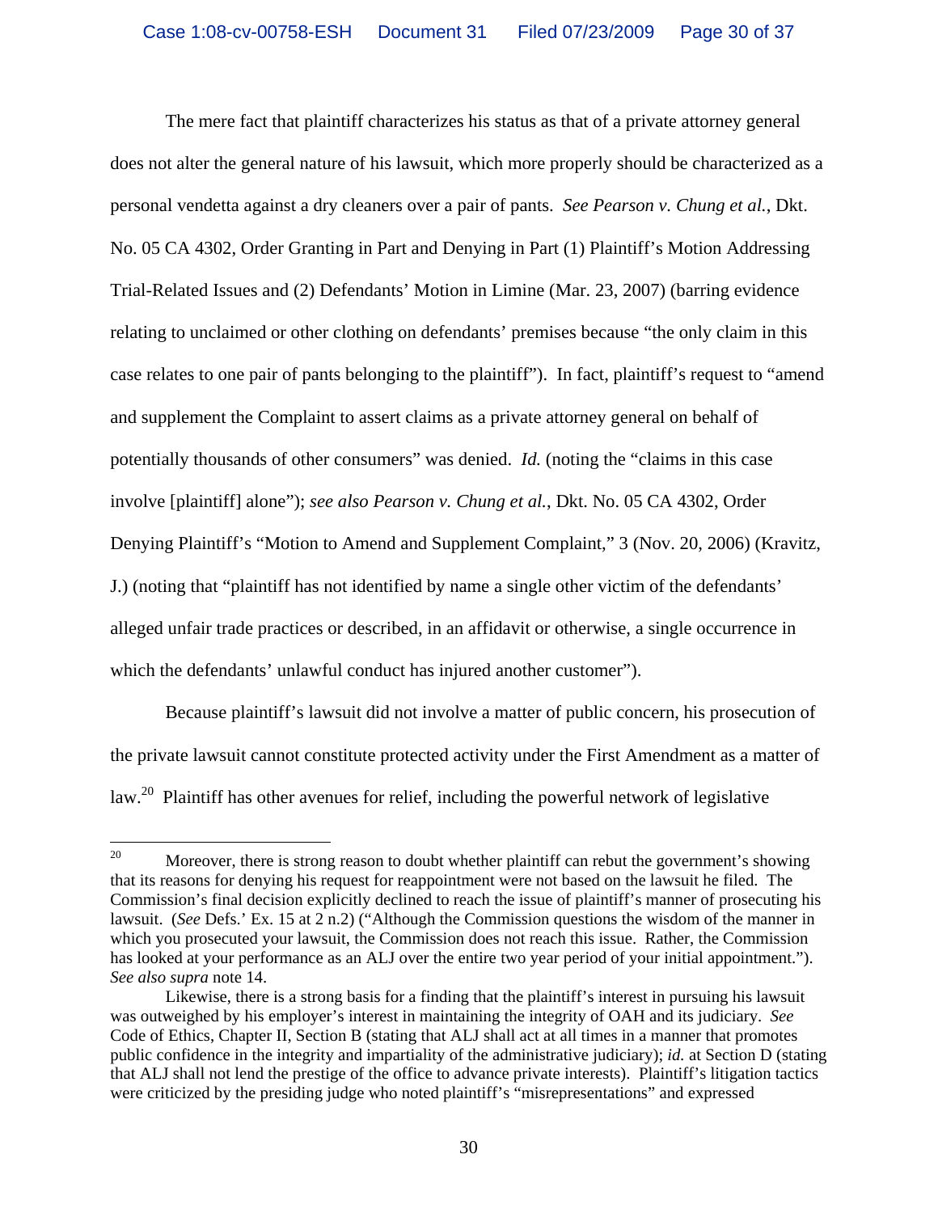The mere fact that plaintiff characterizes his status as that of a private attorney general does not alter the general nature of his lawsuit, which more properly should be characterized as a personal vendetta against a dry cleaners over a pair of pants. *See Pearson v. Chung et al.*, Dkt. No. 05 CA 4302, Order Granting in Part and Denying in Part (1) Plaintiff's Motion Addressing Trial-Related Issues and (2) Defendants' Motion in Limine (Mar. 23, 2007) (barring evidence relating to unclaimed or other clothing on defendants' premises because "the only claim in this case relates to one pair of pants belonging to the plaintiff"). In fact, plaintiff's request to "amend and supplement the Complaint to assert claims as a private attorney general on behalf of potentially thousands of other consumers" was denied. *Id.* (noting the "claims in this case involve [plaintiff] alone"); *see also Pearson v. Chung et al.*, Dkt. No. 05 CA 4302, Order Denying Plaintiff's "Motion to Amend and Supplement Complaint," 3 (Nov. 20, 2006) (Kravitz, J.) (noting that "plaintiff has not identified by name a single other victim of the defendants' alleged unfair trade practices or described, in an affidavit or otherwise, a single occurrence in which the defendants' unlawful conduct has injured another customer").

Because plaintiff's lawsuit did not involve a matter of public concern, his prosecution of the private lawsuit cannot constitute protected activity under the First Amendment as a matter of law.[20] Plaintiff has other avenues for relief, including the powerful network of legislative

---

[20] Moreover, there is strong reason to doubt whether plaintiff can rebut the government's showing that its reasons for denying his request for reappointment were not based on the lawsuit he filed. The Commission's final decision explicitly declined to reach the issue of plaintiff's manner of prosecuting his lawsuit. (*See* Defs.' Ex. 15 at 2 n.2) ("Although the Commission questions the wisdom of the manner in which you prosecuted your lawsuit, the Commission does not reach this issue. Rather, the Commission has looked at your performance as an ALJ over the entire two year period of your initial appointment."). *See also supra* note 14.

Likewise, there is a strong basis for a finding that the plaintiff's interest in pursuing his lawsuit was outweighed by his employer's interest in maintaining the integrity of OAH and its judiciary. *See* Code of Ethics, Chapter II, Section B (stating that ALJ shall act at all times in a manner that promotes public confidence in the integrity and impartiality of the administrative judiciary); *id.* at Section D (stating that ALJ shall not lend the prestige of the office to advance private interests). Plaintiff's litigation tactics were criticized by the presiding judge who noted plaintiff's "misrepresentations" and expressed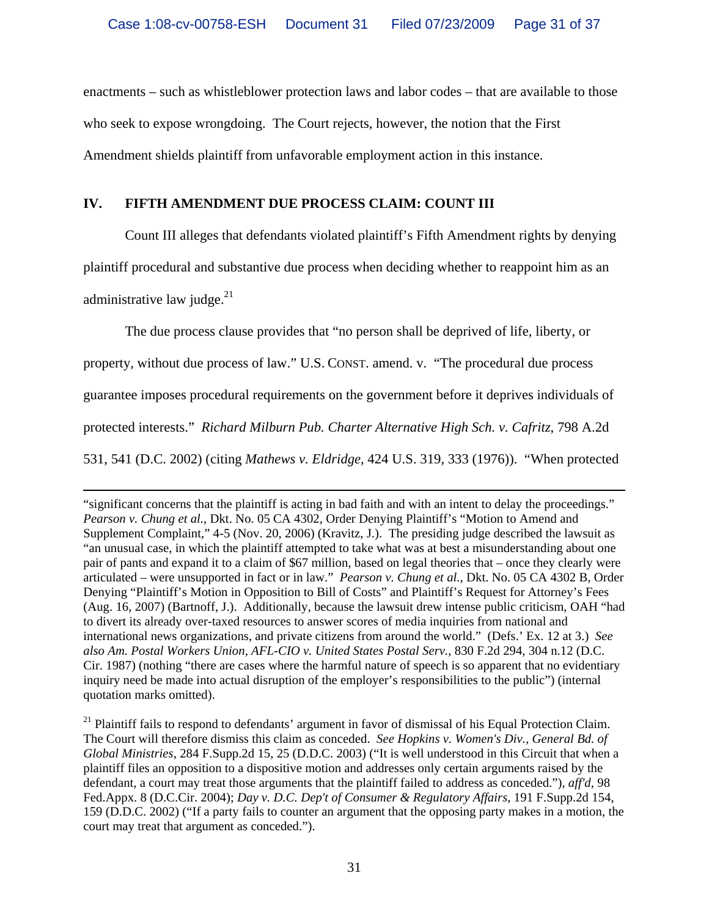enactments – such as whistleblower protection laws and labor codes – that are available to those who seek to expose wrongdoing. The Court rejects, however, the notion that the First Amendment shields plaintiff from unfavorable employment action in this instance.

## IV. FIFTH AMENDMENT DUE PROCESS CLAIM: COUNT III

Count III alleges that defendants violated plaintiff's Fifth Amendment rights by denying plaintiff procedural and substantive due process when deciding whether to reappoint him as an administrative law judge.[21]

The due process clause provides that "no person shall be deprived of life, liberty, or property, without due process of law." U.S. CONST. amend. v. "The procedural due process guarantee imposes procedural requirements on the government before it deprives individuals of protected interests." *Richard Milburn Pub. Charter Alternative High Sch. v. Cafritz*, 798 A.2d 531, 541 (D.C. 2002) (citing *Mathews v. Eldridge*, 424 U.S. 319, 333 (1976)). "When protected

---

"significant concerns that the plaintiff is acting in bad faith and with an intent to delay the proceedings." *Pearson v. Chung et al.*, Dkt. No. 05 CA 4302, Order Denying Plaintiff's "Motion to Amend and Supplement Complaint," 4-5 (Nov. 20, 2006) (Kravitz, J.). The presiding judge described the lawsuit as "an unusual case, in which the plaintiff attempted to take what was at best a misunderstanding about one pair of pants and expand it to a claim of $67 million, based on legal theories that – once they clearly were articulated – were unsupported in fact or in law." *Pearson v. Chung et al.*, Dkt. No. 05 CA 4302 B, Order Denying "Plaintiff's Motion in Opposition to Bill of Costs" and Plaintiff's Request for Attorney's Fees (Aug. 16, 2007) (Bartnoff, J.). Additionally, because the lawsuit drew intense public criticism, OAH "had to divert its already over-taxed resources to answer scores of media inquiries from national and international news organizations, and private citizens from around the world." (Defs.' Ex. 12 at 3.) *See also Am. Postal Workers Union, AFL-CIO v. United States Postal Serv.*, 830 F.2d 294, 304 n.12 (D.C. Cir. 1987) (nothing "there are cases where the harmful nature of speech is so apparent that no evidentiary inquiry need be made into actual disruption of the employer's responsibilities to the public") (internal quotation marks omitted).

[21] Plaintiff fails to respond to defendants' argument in favor of dismissal of his Equal Protection Claim. The Court will therefore dismiss this claim as conceded. *See Hopkins v. Women's Div., General Bd. of Global Ministries*, 284 F.Supp.2d 15, 25 (D.D.C. 2003) ("It is well understood in this Circuit that when a plaintiff files an opposition to a dispositive motion and addresses only certain arguments raised by the defendant, a court may treat those arguments that the plaintiff failed to address as conceded."), *aff'd*, 98 Fed.Appx. 8 (D.C.Cir. 2004); *Day v. D.C. Dep't of Consumer & Regulatory Affairs*, 191 F.Supp.2d 154, 159 (D.D.C. 2002) ("If a party fails to counter an argument that the opposing party makes in a motion, the court may treat that argument as conceded.").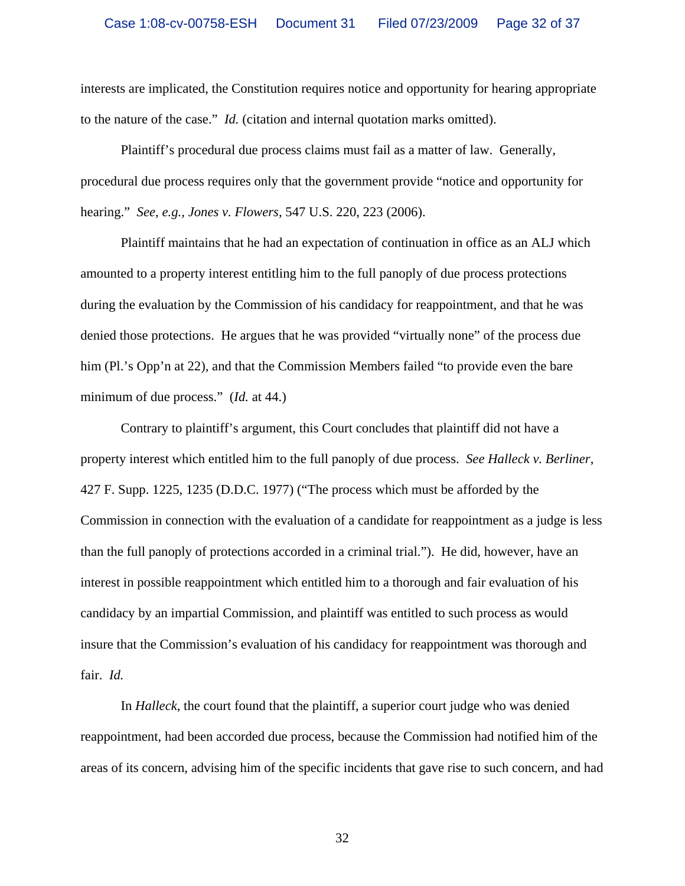interests are implicated, the Constitution requires notice and opportunity for hearing appropriate to the nature of the case." *Id.* (citation and internal quotation marks omitted).

Plaintiff's procedural due process claims must fail as a matter of law. Generally, procedural due process requires only that the government provide "notice and opportunity for hearing." *See, e.g.*, *Jones v. Flowers*, 547 U.S. 220, 223 (2006).

Plaintiff maintains that he had an expectation of continuation in office as an ALJ which amounted to a property interest entitling him to the full panoply of due process protections during the evaluation by the Commission of his candidacy for reappointment, and that he was denied those protections. He argues that he was provided "virtually none" of the process due him (Pl.'s Opp'n at 22), and that the Commission Members failed "to provide even the bare minimum of due process." (*Id.* at 44.)

Contrary to plaintiff's argument, this Court concludes that plaintiff did not have a property interest which entitled him to the full panoply of due process. *See Halleck v. Berliner*, 427 F. Supp. 1225, 1235 (D.D.C. 1977) ("The process which must be afforded by the Commission in connection with the evaluation of a candidate for reappointment as a judge is less than the full panoply of protections accorded in a criminal trial."). He did, however, have an interest in possible reappointment which entitled him to a thorough and fair evaluation of his candidacy by an impartial Commission, and plaintiff was entitled to such process as would insure that the Commission's evaluation of his candidacy for reappointment was thorough and fair. *Id.*

In *Halleck*, the court found that the plaintiff, a superior court judge who was denied reappointment, had been accorded due process, because the Commission had notified him of the areas of its concern, advising him of the specific incidents that gave rise to such concern, and had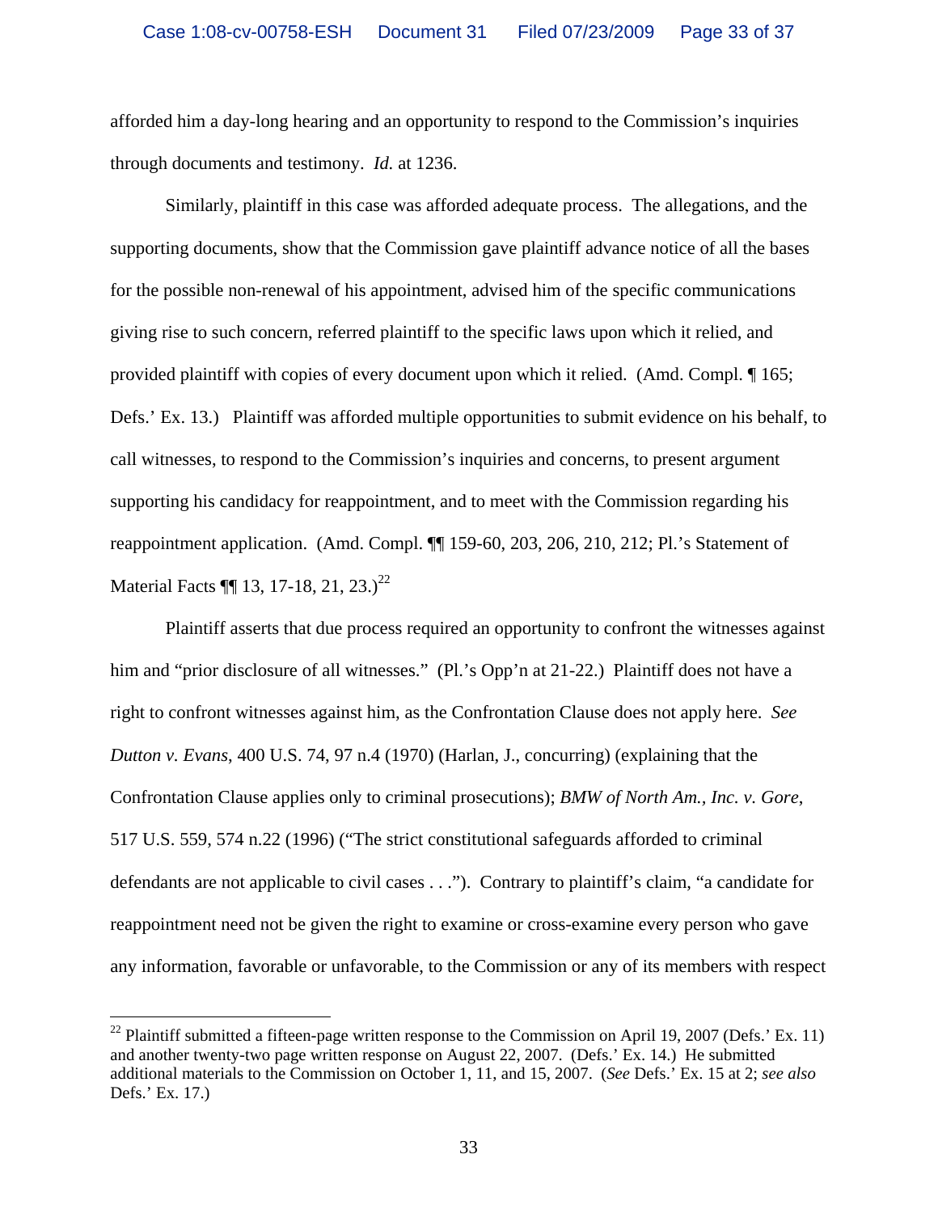afforded him a day-long hearing and an opportunity to respond to the Commission's inquiries through documents and testimony. *Id.* at 1236.

Similarly, plaintiff in this case was afforded adequate process. The allegations, and the supporting documents, show that the Commission gave plaintiff advance notice of all the bases for the possible non-renewal of his appointment, advised him of the specific communications giving rise to such concern, referred plaintiff to the specific laws upon which it relied, and provided plaintiff with copies of every document upon which it relied. (Amd. Compl. ¶ 165; Defs.' Ex. 13.) Plaintiff was afforded multiple opportunities to submit evidence on his behalf, to call witnesses, to respond to the Commission's inquiries and concerns, to present argument supporting his candidacy for reappointment, and to meet with the Commission regarding his reappointment application. (Amd. Compl. ¶¶ 159-60, 203, 206, 210, 212; Pl.'s Statement of Material Facts ¶¶ 13, 17-18, 21, 23.)[22]

Plaintiff asserts that due process required an opportunity to confront the witnesses against him and "prior disclosure of all witnesses." (Pl.'s Opp'n at 21-22.) Plaintiff does not have a right to confront witnesses against him, as the Confrontation Clause does not apply here. *See Dutton v. Evans*, 400 U.S. 74, 97 n.4 (1970) (Harlan, J., concurring) (explaining that the Confrontation Clause applies only to criminal prosecutions); *BMW of North Am., Inc. v. Gore*, 517 U.S. 559, 574 n.22 (1996) ("The strict constitutional safeguards afforded to criminal defendants are not applicable to civil cases . . ."). Contrary to plaintiff's claim, "a candidate for reappointment need not be given the right to examine or cross-examine every person who gave any information, favorable or unfavorable, to the Commission or any of its members with respect

[22] Plaintiff submitted a fifteen-page written response to the Commission on April 19, 2007 (Defs.' Ex. 11) and another twenty-two page written response on August 22, 2007. (Defs.' Ex. 14.) He submitted additional materials to the Commission on October 1, 11, and 15, 2007. (*See* Defs.' Ex. 15 at 2; *see also* Defs.' Ex. 17.)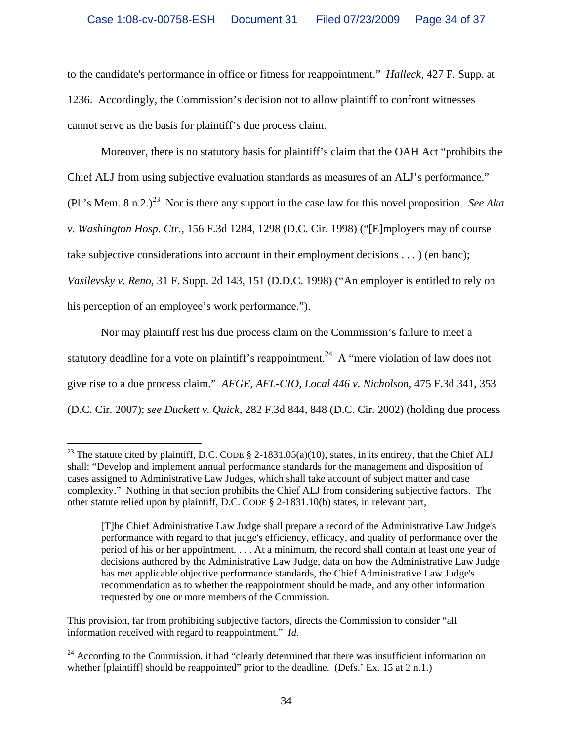to the candidate's performance in office or fitness for reappointment." *Halleck*, 427 F. Supp. at 1236. Accordingly, the Commission's decision not to allow plaintiff to confront witnesses cannot serve as the basis for plaintiff's due process claim.

Moreover, there is no statutory basis for plaintiff's claim that the OAH Act "prohibits the Chief ALJ from using subjective evaluation standards as measures of an ALJ's performance." (Pl.'s Mem. 8 n.2.)[23] Nor is there any support in the case law for this novel proposition. *See Aka v. Washington Hosp. Ctr.*, 156 F.3d 1284, 1298 (D.C. Cir. 1998) ("[E]mployers may of course take subjective considerations into account in their employment decisions . . . ) (en banc); *Vasilevsky v. Reno*, 31 F. Supp. 2d 143, 151 (D.D.C. 1998) ("An employer is entitled to rely on his perception of an employee's work performance.").

Nor may plaintiff rest his due process claim on the Commission's failure to meet a statutory deadline for a vote on plaintiff's reappointment.[24] A "mere violation of law does not give rise to a due process claim." *AFGE, AFL-CIO, Local 446 v. Nicholson*, 475 F.3d 341, 353 (D.C. Cir. 2007); *see Duckett v. Quick*, 282 F.3d 844, 848 (D.C. Cir. 2002) (holding due process

---

[23] The statute cited by plaintiff, D.C. CODE § 2-1831.05(a)(10), states, in its entirety, that the Chief ALJ shall: "Develop and implement annual performance standards for the management and disposition of cases assigned to Administrative Law Judges, which shall take account of subject matter and case complexity." Nothing in that section prohibits the Chief ALJ from considering subjective factors. The other statute relied upon by plaintiff, D.C. CODE § 2-1831.10(b) states, in relevant part,

> [T]he Chief Administrative Law Judge shall prepare a record of the Administrative Law Judge's performance with regard to that judge's efficiency, efficacy, and quality of performance over the period of his or her appointment. . . . At a minimum, the record shall contain at least one year of decisions authored by the Administrative Law Judge, data on how the Administrative Law Judge has met applicable objective performance standards, the Chief Administrative Law Judge's recommendation as to whether the reappointment should be made, and any other information requested by one or more members of the Commission.

This provision, far from prohibiting subjective factors, directs the Commission to consider "all information received with regard to reappointment." *Id.*

[24] According to the Commission, it had "clearly determined that there was insufficient information on whether [plaintiff] should be reappointed" prior to the deadline. (Defs.' Ex. 15 at 2 n.1.)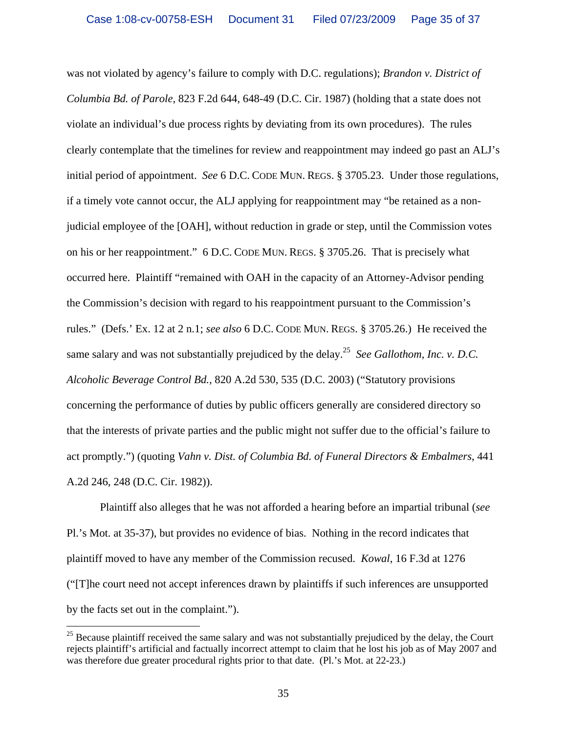was not violated by agency's failure to comply with D.C. regulations); *Brandon v. District of Columbia Bd. of Parole*, 823 F.2d 644, 648-49 (D.C. Cir. 1987) (holding that a state does not violate an individual's due process rights by deviating from its own procedures). The rules clearly contemplate that the timelines for review and reappointment may indeed go past an ALJ's initial period of appointment. *See* 6 D.C. CODE MUN. REGS. § 3705.23. Under those regulations, if a timely vote cannot occur, the ALJ applying for reappointment may "be retained as a non-judicial employee of the [OAH], without reduction in grade or step, until the Commission votes on his or her reappointment." 6 D.C. CODE MUN. REGS. § 3705.26. That is precisely what occurred here. Plaintiff "remained with OAH in the capacity of an Attorney-Advisor pending the Commission's decision with regard to his reappointment pursuant to the Commission's rules." (Defs.' Ex. 12 at 2 n.1; *see also* 6 D.C. CODE MUN. REGS. § 3705.26.) He received the same salary and was not substantially prejudiced by the delay.[25] *See Gallothom, Inc. v. D.C. Alcoholic Beverage Control Bd.*, 820 A.2d 530, 535 (D.C. 2003) ("Statutory provisions concerning the performance of duties by public officers generally are considered directory so that the interests of private parties and the public might not suffer due to the official's failure to act promptly.") (quoting *Vahn v. Dist. of Columbia Bd. of Funeral Directors & Embalmers*, 441 A.2d 246, 248 (D.C. Cir. 1982)).

Plaintiff also alleges that he was not afforded a hearing before an impartial tribunal (*see* Pl.'s Mot. at 35-37), but provides no evidence of bias. Nothing in the record indicates that plaintiff moved to have any member of the Commission recused. *Kowal*, 16 F.3d at 1276 ("[T]he court need not accept inferences drawn by plaintiffs if such inferences are unsupported by the facts set out in the complaint.").

---

[25] Because plaintiff received the same salary and was not substantially prejudiced by the delay, the Court rejects plaintiff's artificial and factually incorrect attempt to claim that he lost his job as of May 2007 and was therefore due greater procedural rights prior to that date. (Pl.'s Mot. at 22-23.)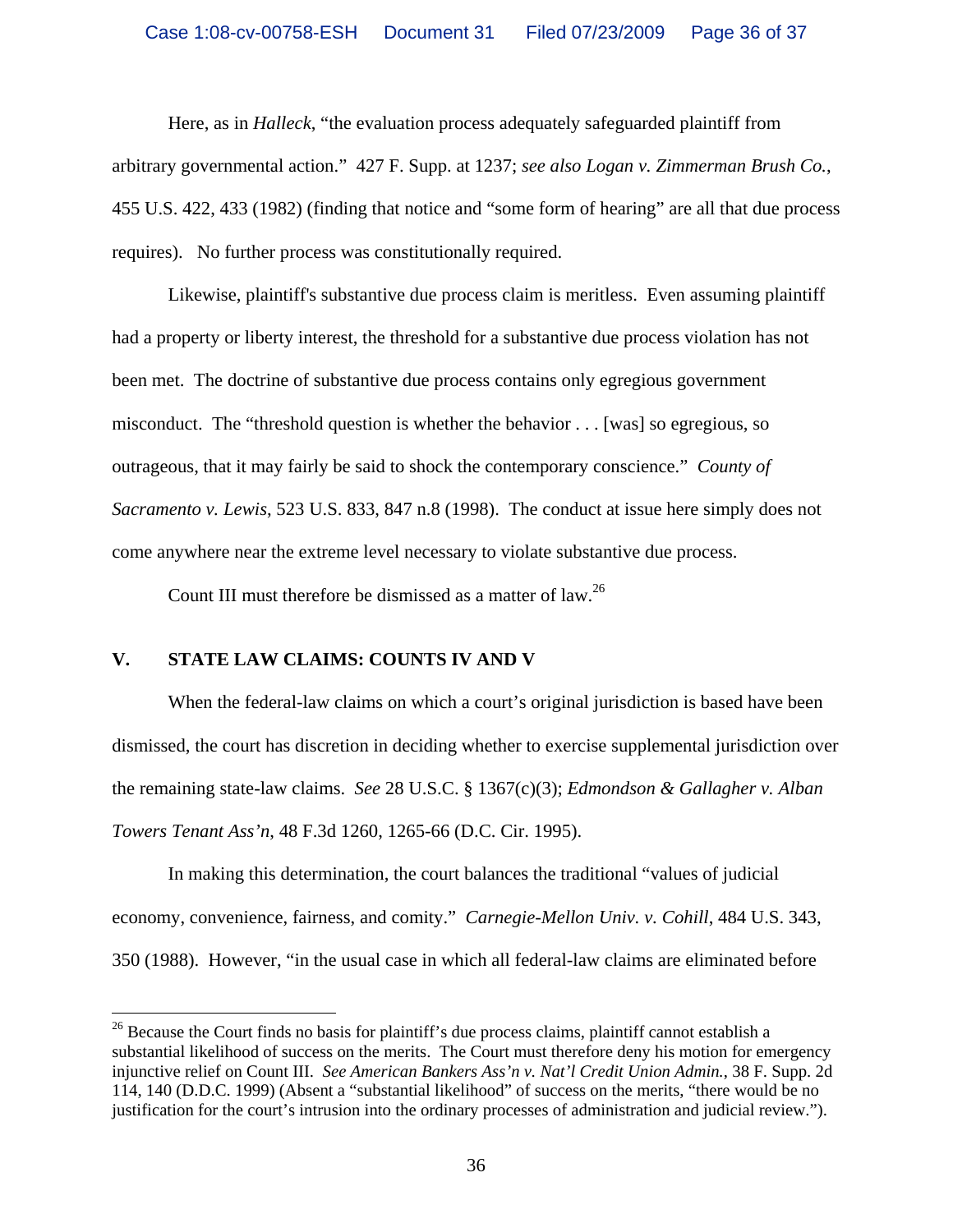Here, as in *Halleck*, "the evaluation process adequately safeguarded plaintiff from arbitrary governmental action." 427 F. Supp. at 1237; *see also Logan v. Zimmerman Brush Co.*, 455 U.S. 422, 433 (1982) (finding that notice and "some form of hearing" are all that due process requires). No further process was constitutionally required.

Likewise, plaintiff's substantive due process claim is meritless. Even assuming plaintiff had a property or liberty interest, the threshold for a substantive due process violation has not been met. The doctrine of substantive due process contains only egregious government misconduct. The "threshold question is whether the behavior . . . [was] so egregious, so outrageous, that it may fairly be said to shock the contemporary conscience." *County of Sacramento v. Lewis*, 523 U.S. 833, 847 n.8 (1998). The conduct at issue here simply does not come anywhere near the extreme level necessary to violate substantive due process.

Count III must therefore be dismissed as a matter of law.[26]

## V. STATE LAW CLAIMS: COUNTS IV AND V

When the federal-law claims on which a court's original jurisdiction is based have been dismissed, the court has discretion in deciding whether to exercise supplemental jurisdiction over the remaining state-law claims. *See* 28 U.S.C. § 1367(c)(3); *Edmondson & Gallagher v. Alban Towers Tenant Ass'n*, 48 F.3d 1260, 1265-66 (D.C. Cir. 1995).

In making this determination, the court balances the traditional "values of judicial economy, convenience, fairness, and comity." *Carnegie-Mellon Univ. v. Cohill*, 484 U.S. 343, 350 (1988). However, "in the usual case in which all federal-law claims are eliminated before

---

[26] Because the Court finds no basis for plaintiff's due process claims, plaintiff cannot establish a substantial likelihood of success on the merits. The Court must therefore deny his motion for emergency injunctive relief on Count III. *See American Bankers Ass'n v. Nat'l Credit Union Admin.*, 38 F. Supp. 2d 114, 140 (D.D.C. 1999) (Absent a "substantial likelihood" of success on the merits, "there would be no justification for the court's intrusion into the ordinary processes of administration and judicial review.").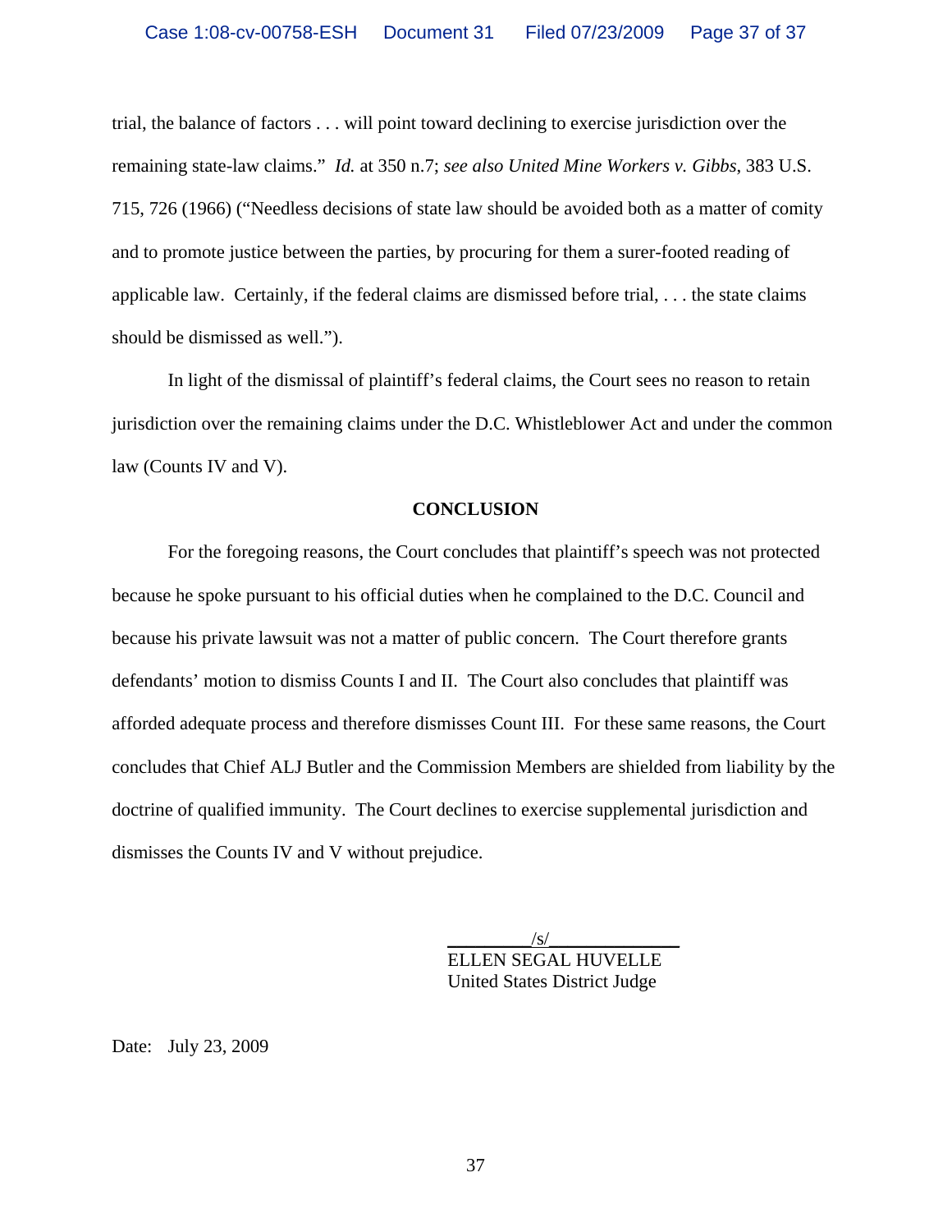trial, the balance of factors . . . will point toward declining to exercise jurisdiction over the remaining state-law claims." *Id.* at 350 n.7; *see also United Mine Workers v. Gibbs*, 383 U.S. 715, 726 (1966) ("Needless decisions of state law should be avoided both as a matter of comity and to promote justice between the parties, by procuring for them a surer-footed reading of applicable law. Certainly, if the federal claims are dismissed before trial, . . . the state claims should be dismissed as well.").

In light of the dismissal of plaintiff's federal claims, the Court sees no reason to retain jurisdiction over the remaining claims under the D.C. Whistleblower Act and under the common law (Counts IV and V).

**CONCLUSION**

For the foregoing reasons, the Court concludes that plaintiff's speech was not protected because he spoke pursuant to his official duties when he complained to the D.C. Council and because his private lawsuit was not a matter of public concern. The Court therefore grants defendants' motion to dismiss Counts I and II. The Court also concludes that plaintiff was afforded adequate process and therefore dismisses Count III. For these same reasons, the Court concludes that Chief ALJ Butler and the Commission Members are shielded from liability by the doctrine of qualified immunity. The Court declines to exercise supplemental jurisdiction and dismisses the Counts IV and V without prejudice.

/s/
ELLEN SEGAL HUVELLE
United States District Judge

Date: July 23, 2009